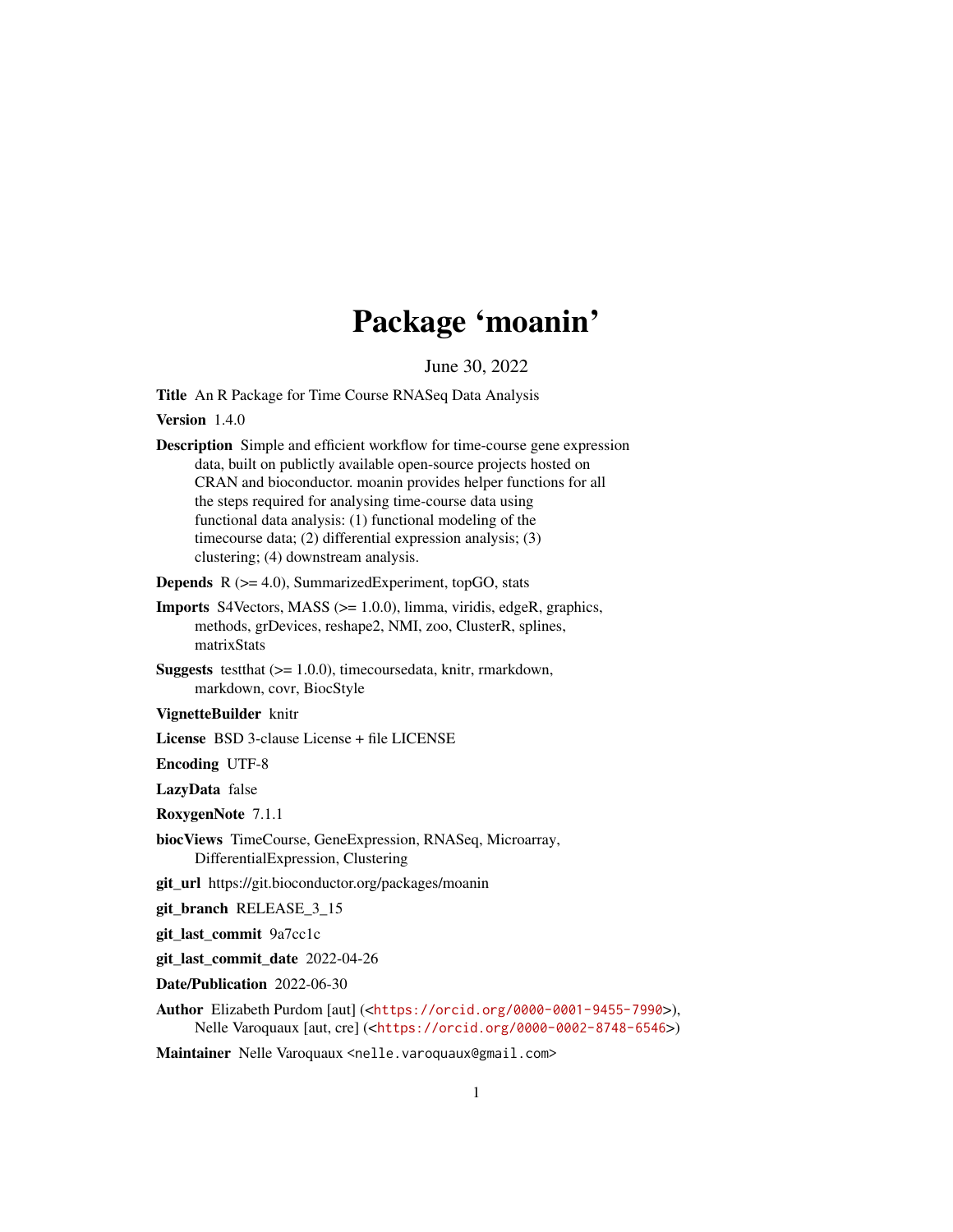# Package 'moanin'

June 30, 2022

**Title** An R Package for Time Course RNASeq Data Analysis

**Version** 1.4.0

**Description** Simple and efficient workflow for time-course gene expression data, built on publictly available open-source projects hosted on CRAN and bioconductor. moanin provides helper functions for all the steps required for analysing time-course data using functional data analysis: (1) functional modeling of the timecourse data; (2) differential expression analysis; (3) clustering; (4) downstream analysis.

**Depends** R (>= 4.0), SummarizedExperiment, topGO, stats

**Imports** S4Vectors, MASS (>= 1.0.0), limma, viridis, edgeR, graphics, methods, grDevices, reshape2, NMI, zoo, ClusterR, splines, matrixStats

**Suggests** testthat (>= 1.0.0), timecoursedata, knitr, rmarkdown, markdown, covr, BiocStyle

**VignetteBuilder** knitr

**License** BSD 3-clause License + file LICENSE

**Encoding** UTF-8

**LazyData** false

**RoxygenNote** 7.1.1

**biocViews** TimeCourse, GeneExpression, RNASeq, Microarray, DifferentialExpression, Clustering

**git_url** https://git.bioconductor.org/packages/moanin

**git_branch** RELEASE_3_15

**git_last_commit** 9a7cc1c

**git_last_commit_date** 2022-04-26

**Date/Publication** 2022-06-30

**Author** Elizabeth Purdom [aut] (<https://orcid.org/0000-0001-9455-7990>), Nelle Varoquaux [aut, cre] (<https://orcid.org/0000-0002-8748-6546>)

**Maintainer** Nelle Varoquaux <nelle.varoquaux@gmail.com>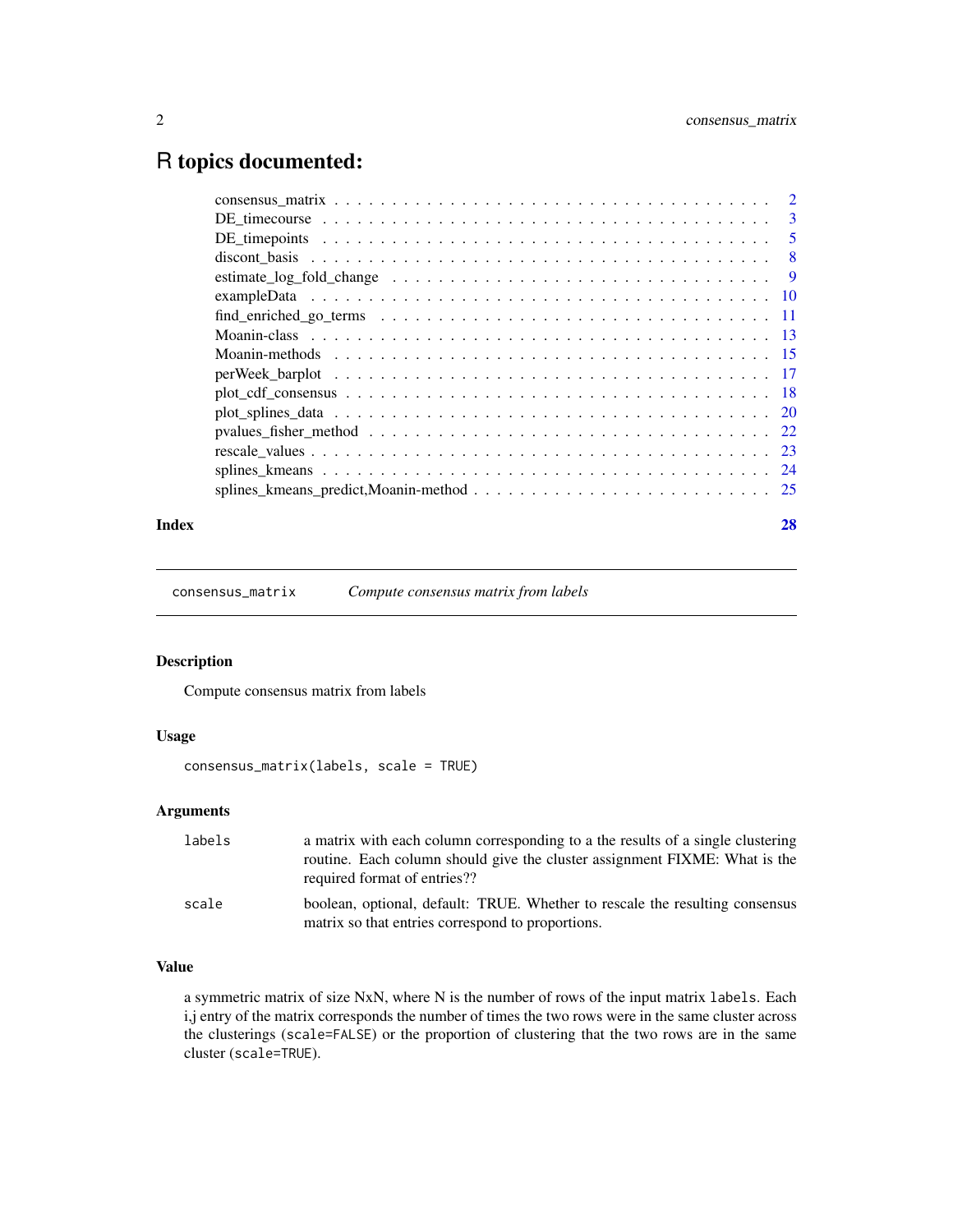# R topics documented:

| | |
|---|---|
| consensus_matrix | 2 |
| DE_timecourse | 3 |
| DE_timepoints | 5 |
| discont_basis | 8 |
| estimate_log_fold_change | 9 |
| exampleData | 10 |
| find_enriched_go_terms | 11 |
| Moanin-class | 13 |
| Moanin-methods | 15 |
| perWeek_barplot | 17 |
| plot_cdf_consensus | 18 |
| plot_splines_data | 20 |
| pvalues_fisher_method | 22 |
| rescale_values | 23 |
| splines_kmeans | 24 |
| splines_kmeans_predict,Moanin-method | 25 |
| **Index** | **28** |

---

`consensus_matrix` *Compute consensus matrix from labels*

---

## Description

Compute consensus matrix from labels

## Usage

```
consensus_matrix(labels, scale = TRUE)
```

## Arguments

| | |
|---|---|
| `labels` | a matrix with each column corresponding to a the results of a single clustering routine. Each column should give the cluster assignment FIXME: What is the required format of entries?? |
| `scale` | boolean, optional, default: TRUE. Whether to rescale the resulting consensus matrix so that entries correspond to proportions. |

## Value

a symmetric matrix of size NxN, where N is the number of rows of the input matrix `labels`. Each i,j entry of the matrix corresponds the number of times the two rows were in the same cluster across the clusterings (`scale=FALSE`) or the proportion of clustering that the two rows are in the same cluster (`scale=TRUE`).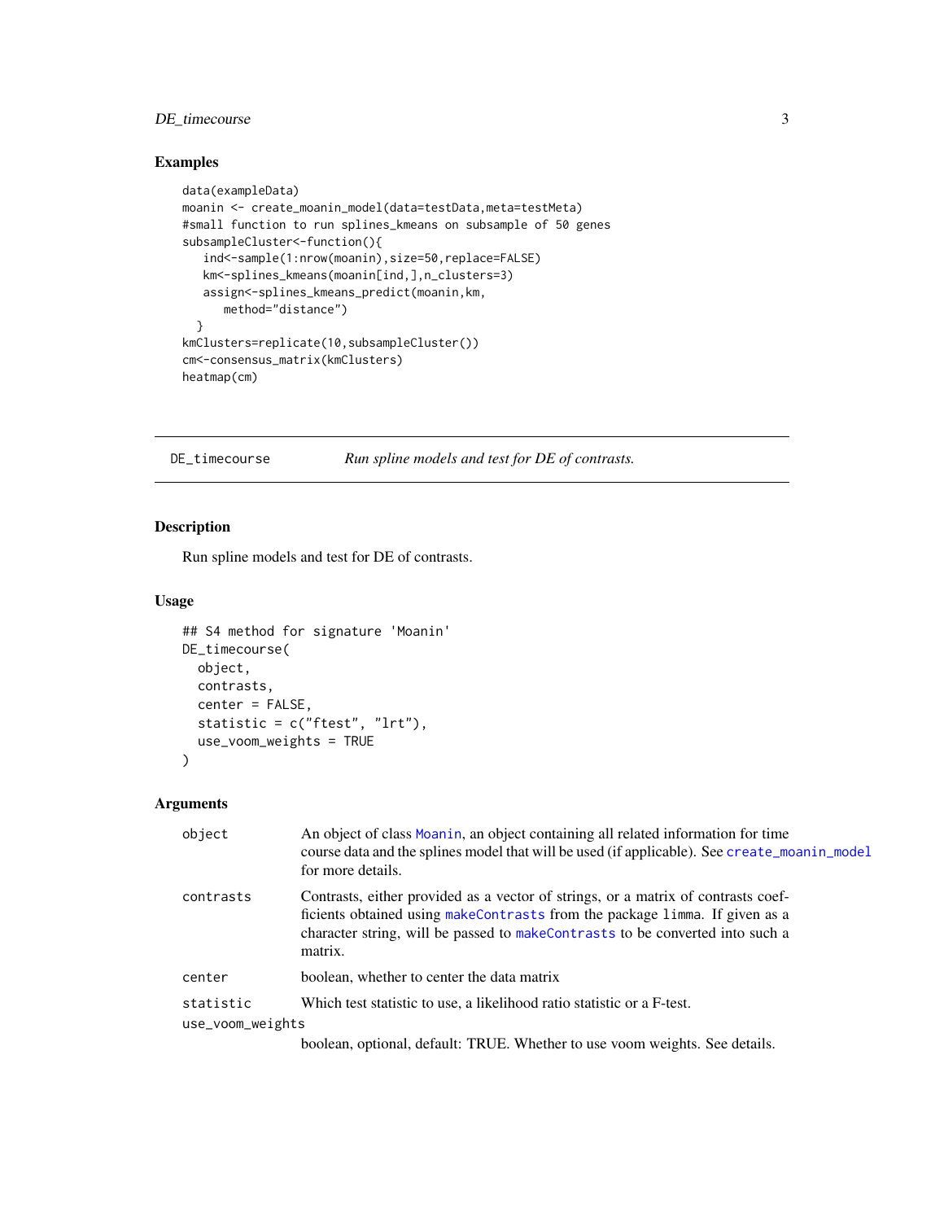## Examples

```
data(exampleData)
moanin <- create_moanin_model(data=testData,meta=testMeta)
#small function to run splines_kmeans on subsample of 50 genes
subsampleCluster<-function(){
   ind<-sample(1:nrow(moanin),size=50,replace=FALSE)
   km<-splines_kmeans(moanin[ind,],n_clusters=3)
   assign<-splines_kmeans_predict(moanin,km,
      method="distance")
  }
kmClusters=replicate(10,subsampleCluster())
cm<-consensus_matrix(kmClusters)
heatmap(cm)
```

---

# DE_timecourse — *Run spline models and test for DE of contrasts.*

---

## Description

Run spline models and test for DE of contrasts.

## Usage

```
## S4 method for signature 'Moanin'
DE_timecourse(
  object,
  contrasts,
  center = FALSE,
  statistic = c("ftest", "lrt"),
  use_voom_weights = TRUE
)
```

## Arguments

| Argument | Description |
|---|---|
| object | An object of class Moanin, an object containing all related information for time course data and the splines model that will be used (if applicable). See create_moanin_model for more details. |
| contrasts | Contrasts, either provided as a vector of strings, or a matrix of contrasts coefficients obtained using makeContrasts from the package limma. If given as a character string, will be passed to makeContrasts to be converted into such a matrix. |
| center | boolean, whether to center the data matrix |
| statistic | Which test statistic to use, a likelihood ratio statistic or a F-test. |
| use_voom_weights | boolean, optional, default: TRUE. Whether to use voom weights. See details. |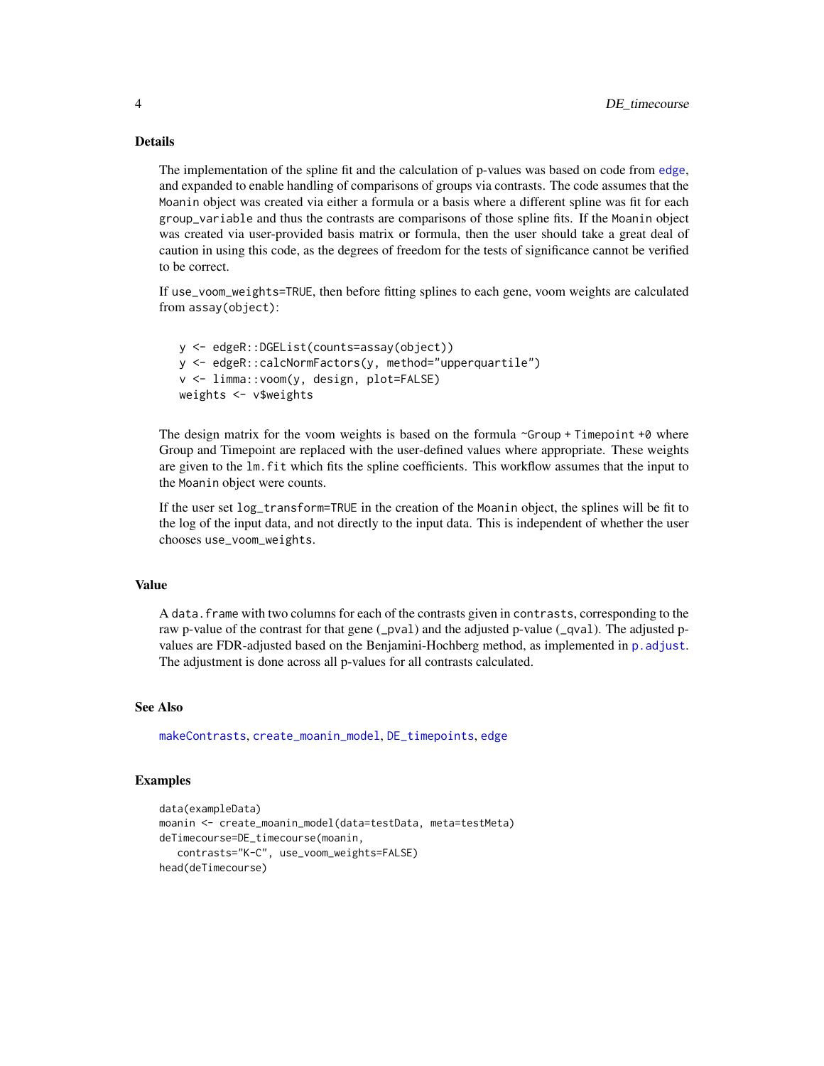## Details

The implementation of the spline fit and the calculation of p-values was based on code from edge, and expanded to enable handling of comparisons of groups via contrasts. The code assumes that the Moanin object was created via either a formula or a basis where a different spline was fit for each group_variable and thus the contrasts are comparisons of those spline fits. If the Moanin object was created via user-provided basis matrix or formula, then the user should take a great deal of caution in using this code, as the degrees of freedom for the tests of significance cannot be verified to be correct.

If use_voom_weights=TRUE, then before fitting splines to each gene, voom weights are calculated from assay(object):

```
y <- edgeR::DGEList(counts=assay(object))
y <- edgeR::calcNormFactors(y, method="upperquartile")
v <- limma::voom(y, design, plot=FALSE)
weights <- v$weights
```

The design matrix for the voom weights is based on the formula ~Group + Timepoint +0 where Group and Timepoint are replaced with the user-defined values where appropriate. These weights are given to the lm.fit which fits the spline coefficients. This workflow assumes that the input to the Moanin object were counts.

If the user set log_transform=TRUE in the creation of the Moanin object, the splines will be fit to the log of the input data, and not directly to the input data. This is independent of whether the user chooses use_voom_weights.

## Value

A data.frame with two columns for each of the contrasts given in contrasts, corresponding to the raw p-value of the contrast for that gene (_pval) and the adjusted p-value (_qval). The adjusted p-values are FDR-adjusted based on the Benjamini-Hochberg method, as implemented in p.adjust. The adjustment is done across all p-values for all contrasts calculated.

## See Also

makeContrasts, create_moanin_model, DE_timepoints, edge

## Examples

```
data(exampleData)
moanin <- create_moanin_model(data=testData, meta=testMeta)
deTimecourse=DE_timecourse(moanin,
   contrasts="K-C", use_voom_weights=FALSE)
head(deTimecourse)
```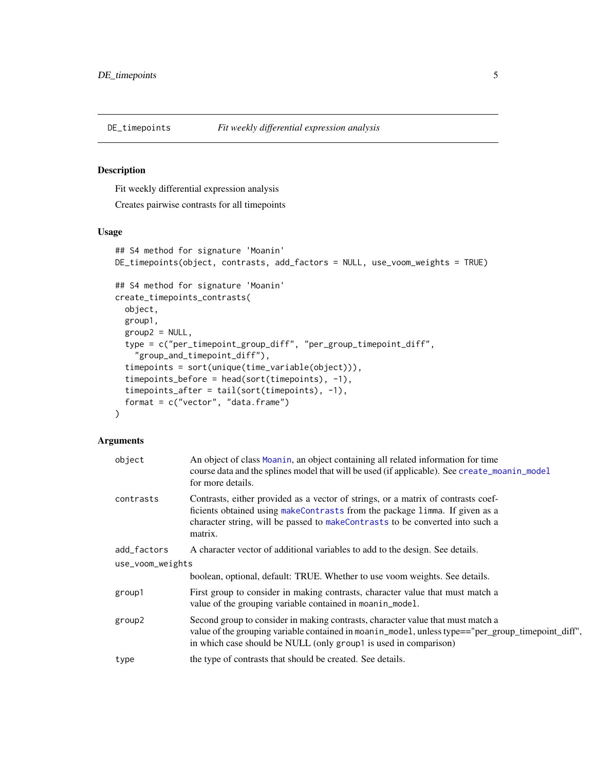## DE_timepoints *Fit weekly differential expression analysis*

### Description

Fit weekly differential expression analysis

Creates pairwise contrasts for all timepoints

### Usage

```
## S4 method for signature 'Moanin'
DE_timepoints(object, contrasts, add_factors = NULL, use_voom_weights = TRUE)

## S4 method for signature 'Moanin'
create_timepoints_contrasts(
  object,
  group1,
  group2 = NULL,
  type = c("per_timepoint_group_diff", "per_group_timepoint_diff",
    "group_and_timepoint_diff"),
  timepoints = sort(unique(time_variable(object))),
  timepoints_before = head(sort(timepoints), -1),
  timepoints_after = tail(sort(timepoints), -1),
  format = c("vector", "data.frame")
)
```

### Arguments

| | |
|---|---|
| `object` | An object of class `Moanin`, an object containing all related information for time course data and the splines model that will be used (if applicable). See `create_moanin_model` for more details. |
| `contrasts` | Contrasts, either provided as a vector of strings, or a matrix of contrasts coefficients obtained using `makeContrasts` from the package `limma`. If given as a character string, will be passed to `makeContrasts` to be converted into such a matrix. |
| `add_factors` | A character vector of additional variables to add to the design. See details. |
| `use_voom_weights` | boolean, optional, default: TRUE. Whether to use voom weights. See details. |
| `group1` | First group to consider in making contrasts, character value that must match a value of the grouping variable contained in `moanin_model`. |
| `group2` | Second group to consider in making contrasts, character value that must match a value of the grouping variable contained in `moanin_model`, unless type=="per_group_timepoint_diff", in which case should be NULL (only `group1` is used in comparison) |
| `type` | the type of contrasts that should be created. See details. |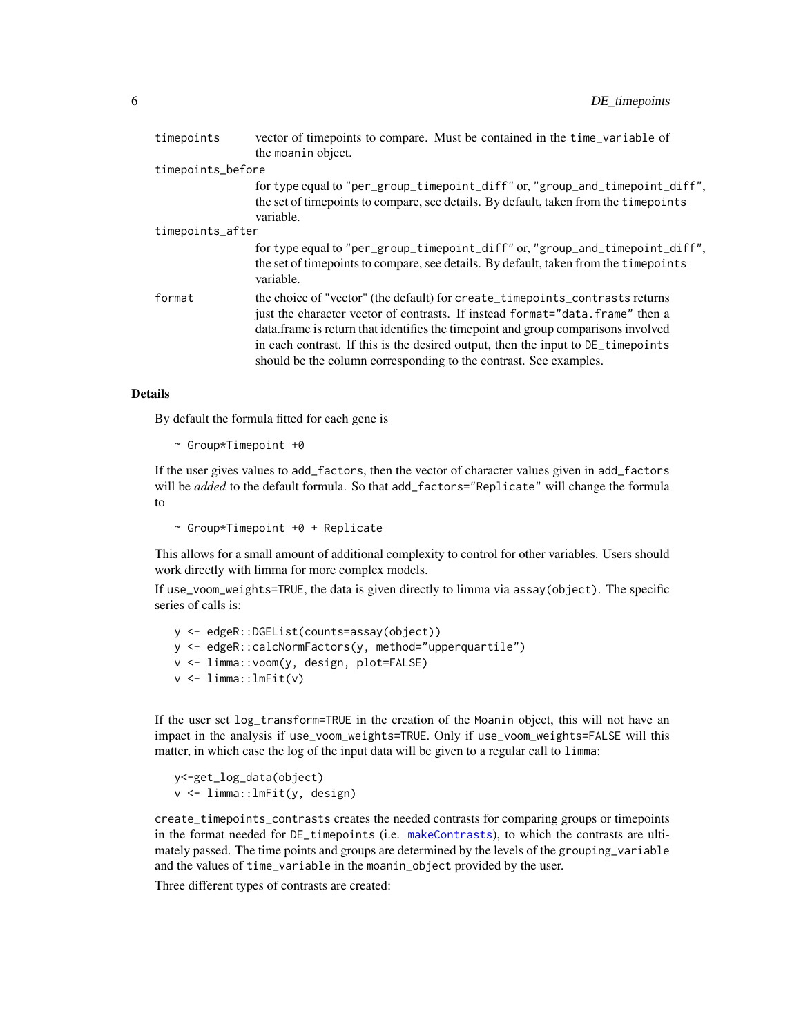| | |
|---|---|
| timepoints | vector of timepoints to compare. Must be contained in the time_variable of the moanin object. |
| timepoints_before | for type equal to "per_group_timepoint_diff" or, "group_and_timepoint_diff", the set of timepoints to compare, see details. By default, taken from the timepoints variable. |
| timepoints_after | for type equal to "per_group_timepoint_diff" or, "group_and_timepoint_diff", the set of timepoints to compare, see details. By default, taken from the timepoints variable. |
| format | the choice of "vector" (the default) for create_timepoints_contrasts returns just the character vector of contrasts. If instead format="data.frame" then a data.frame is return that identifies the timepoint and group comparisons involved in each contrast. If this is the desired output, then the input to DE_timepoints should be the column corresponding to the contrast. See examples. |

## Details

By default the formula fitted for each gene is

```
~ Group*Timepoint +0
```

If the user gives values to add_factors, then the vector of character values given in add_factors will be *added* to the default formula. So that add_factors="Replicate" will change the formula to

```
~ Group*Timepoint +0 + Replicate
```

This allows for a small amount of additional complexity to control for other variables. Users should work directly with limma for more complex models.

If use_voom_weights=TRUE, the data is given directly to limma via assay(object). The specific series of calls is:

```
y <- edgeR::DGEList(counts=assay(object))
y <- edgeR::calcNormFactors(y, method="upperquartile")
v <- limma::voom(y, design, plot=FALSE)
v <- limma::lmFit(v)
```

If the user set log_transform=TRUE in the creation of the Moanin object, this will not have an impact in the analysis if use_voom_weights=TRUE. Only if use_voom_weights=FALSE will this matter, in which case the log of the input data will be given to a regular call to limma:

```
y<-get_log_data(object)
v <- limma::lmFit(y, design)
```

create_timepoints_contrasts creates the needed contrasts for comparing groups or timepoints in the format needed for DE_timepoints (i.e. makeContrasts), to which the contrasts are ultimately passed. The time points and groups are determined by the levels of the grouping_variable and the values of time_variable in the moanin_object provided by the user.

Three different types of contrasts are created: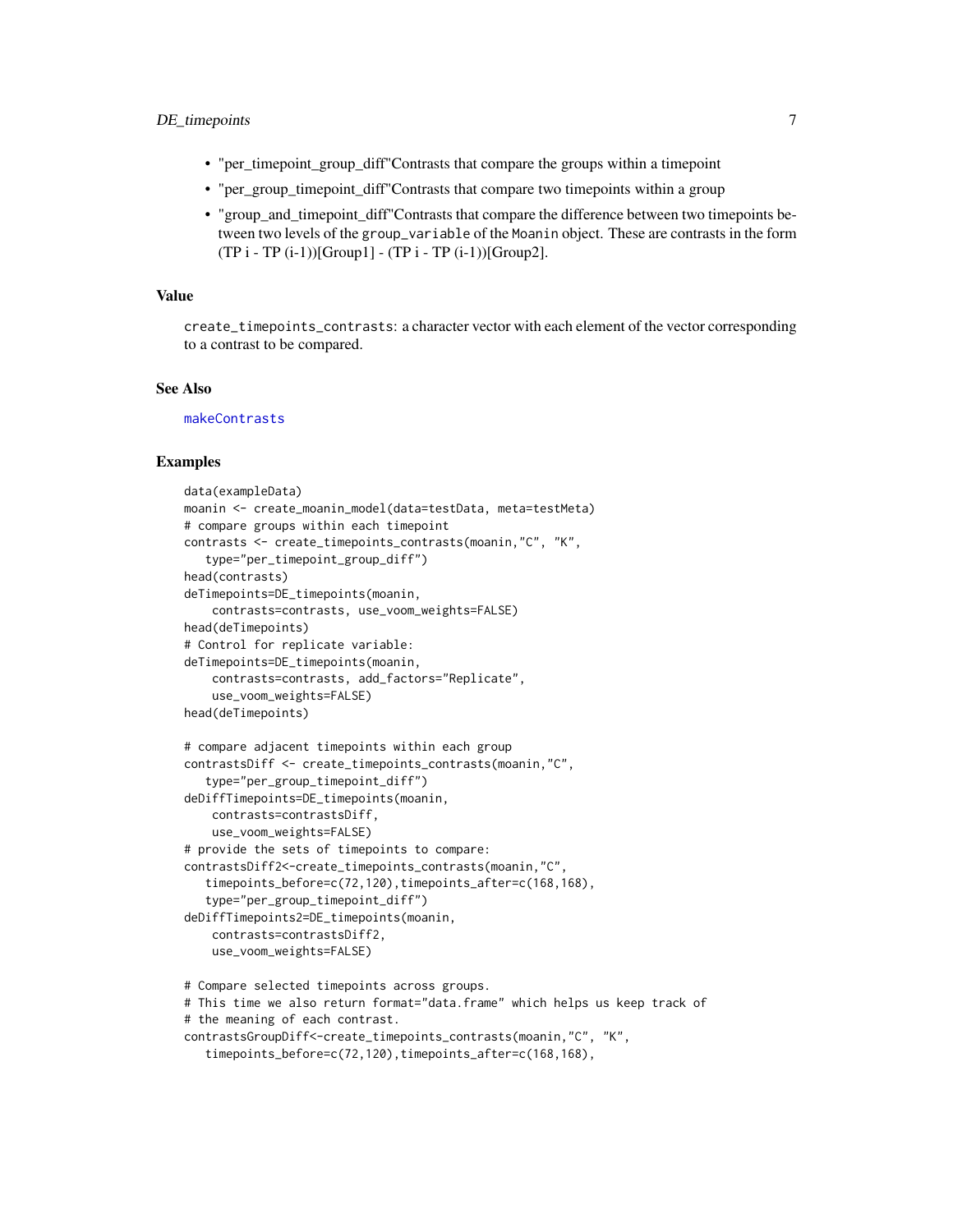- "per_timepoint_group_diff"Contrasts that compare the groups within a timepoint
- "per_group_timepoint_diff"Contrasts that compare two timepoints within a group
- "group_and_timepoint_diff"Contrasts that compare the difference between two timepoints between two levels of the `group_variable` of the `Moanin` object. These are contrasts in the form (TP i - TP (i-1))[Group1] - (TP i - TP (i-1))[Group2].

### Value

`create_timepoints_contrasts`: a character vector with each element of the vector corresponding to a contrast to be compared.

### See Also

`makeContrasts`

### Examples

```
data(exampleData)
moanin <- create_moanin_model(data=testData, meta=testMeta)
# compare groups within each timepoint
contrasts <- create_timepoints_contrasts(moanin,"C", "K",
   type="per_timepoint_group_diff")
head(contrasts)
deTimepoints=DE_timepoints(moanin,
    contrasts=contrasts, use_voom_weights=FALSE)
head(deTimepoints)
# Control for replicate variable:
deTimepoints=DE_timepoints(moanin,
    contrasts=contrasts, add_factors="Replicate",
    use_voom_weights=FALSE)
head(deTimepoints)

# compare adjacent timepoints within each group
contrastsDiff <- create_timepoints_contrasts(moanin,"C",
   type="per_group_timepoint_diff")
deDiffTimepoints=DE_timepoints(moanin,
    contrasts=contrastsDiff,
    use_voom_weights=FALSE)
# provide the sets of timepoints to compare:
contrastsDiff2<-create_timepoints_contrasts(moanin,"C",
   timepoints_before=c(72,120),timepoints_after=c(168,168),
   type="per_group_timepoint_diff")
deDiffTimepoints2=DE_timepoints(moanin,
    contrasts=contrastsDiff2,
    use_voom_weights=FALSE)

# Compare selected timepoints across groups.
# This time we also return format="data.frame" which helps us keep track of
# the meaning of each contrast.
contrastsGroupDiff<-create_timepoints_contrasts(moanin,"C", "K",
   timepoints_before=c(72,120),timepoints_after=c(168,168),
```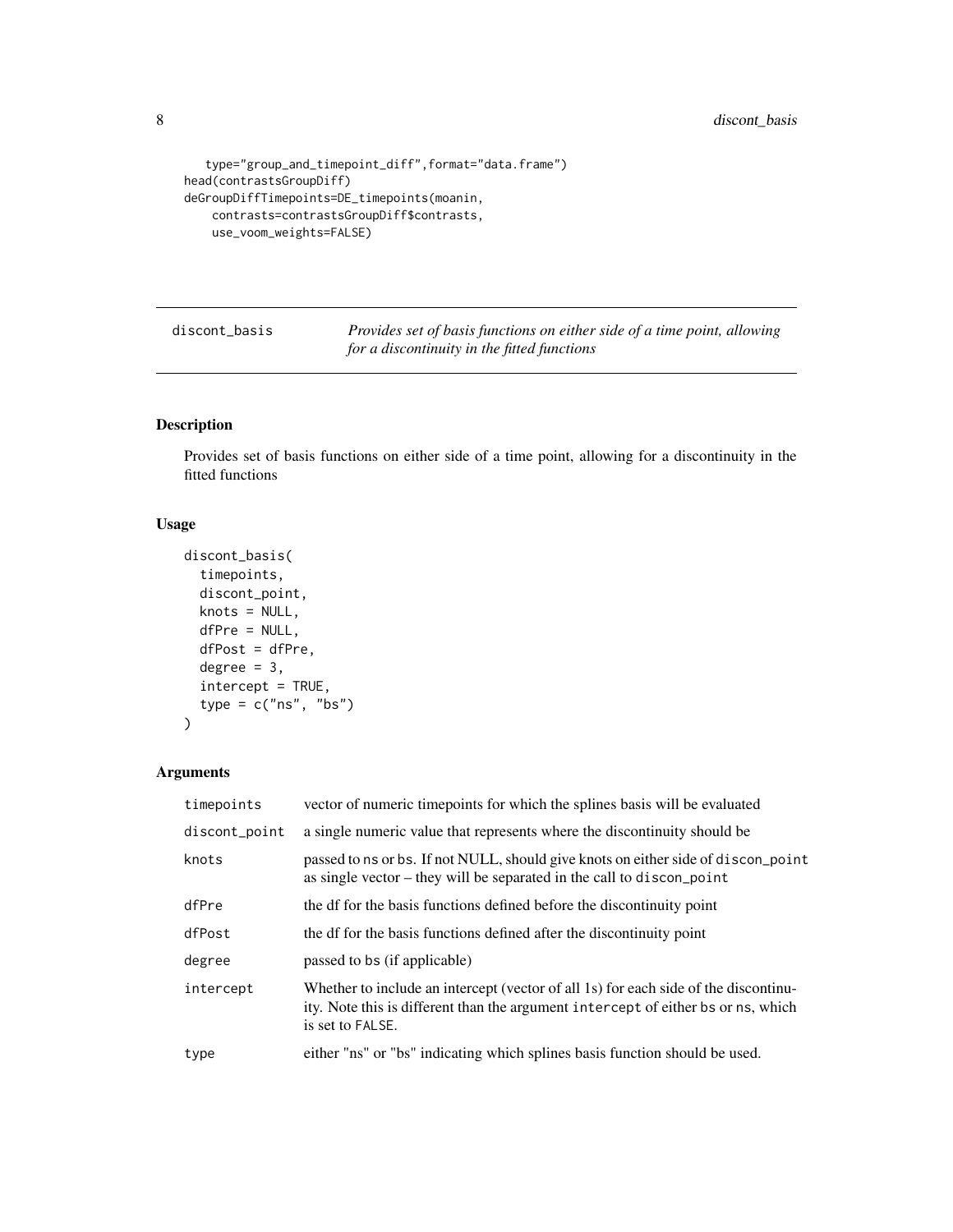```
    type="group_and_timepoint_diff",format="data.frame")
head(contrastsGroupDiff)
deGroupDiffTimepoints=DE_timepoints(moanin,
    contrasts=contrastsGroupDiff$contrasts,
    use_voom_weights=FALSE)
```

---

## discont_basis — *Provides set of basis functions on either side of a time point, allowing for a discontinuity in the fitted functions*

---

### Description

Provides set of basis functions on either side of a time point, allowing for a discontinuity in the fitted functions

### Usage

```
discont_basis(
  timepoints,
  discont_point,
  knots = NULL,
  dfPre = NULL,
  dfPost = dfPre,
  degree = 3,
  intercept = TRUE,
  type = c("ns", "bs")
)
```

### Arguments

| | |
|---|---|
| timepoints | vector of numeric timepoints for which the splines basis will be evaluated |
| discont_point | a single numeric value that represents where the discontinuity should be |
| knots | passed to ns or bs. If not NULL, should give knots on either side of discon_point as single vector – they will be separated in the call to discon_point |
| dfPre | the df for the basis functions defined before the discontinuity point |
| dfPost | the df for the basis functions defined after the discontinuity point |
| degree | passed to bs (if applicable) |
| intercept | Whether to include an intercept (vector of all 1s) for each side of the discontinuity. Note this is different than the argument intercept of either bs or ns, which is set to FALSE. |
| type | either "ns" or "bs" indicating which splines basis function should be used. |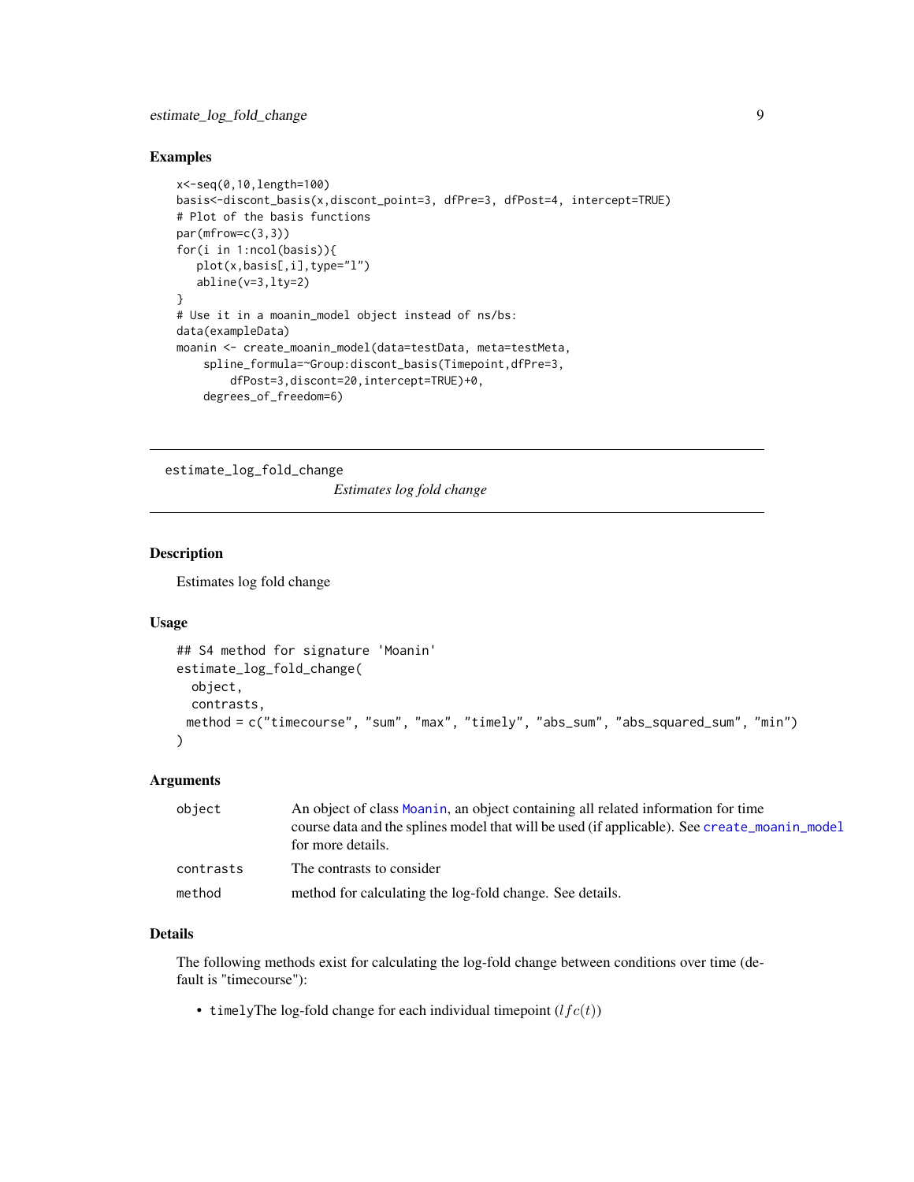## Examples

```
x<-seq(0,10,length=100)
basis<-discont_basis(x,discont_point=3, dfPre=3, dfPost=4, intercept=TRUE)
# Plot of the basis functions
par(mfrow=c(3,3))
for(i in 1:ncol(basis)){
   plot(x,basis[,i],type="l")
   abline(v=3,lty=2)
}
# Use it in a moanin_model object instead of ns/bs:
data(exampleData)
moanin <- create_moanin_model(data=testData, meta=testMeta,
    spline_formula=~Group:discont_basis(Timepoint,dfPre=3,
        dfPost=3,discont=20,intercept=TRUE)+0,
    degrees_of_freedom=6)
```

---

# estimate_log_fold_change

*Estimates log fold change*

## Description

Estimates log fold change

## Usage

```
## S4 method for signature 'Moanin'
estimate_log_fold_change(
  object,
  contrasts,
 method = c("timecourse", "sum", "max", "timely", "abs_sum", "abs_squared_sum", "min")
)
```

## Arguments

| | |
|---|---|
| `object` | An object of class `Moanin`, an object containing all related information for time course data and the splines model that will be used (if applicable). See `create_moanin_model` for more details. |
| `contrasts` | The contrasts to consider |
| `method` | method for calculating the log-fold change. See details. |

## Details

The following methods exist for calculating the log-fold change between conditions over time (default is "timecourse"):

- `timely`The log-fold change for each individual timepoint ($lfc(t)$)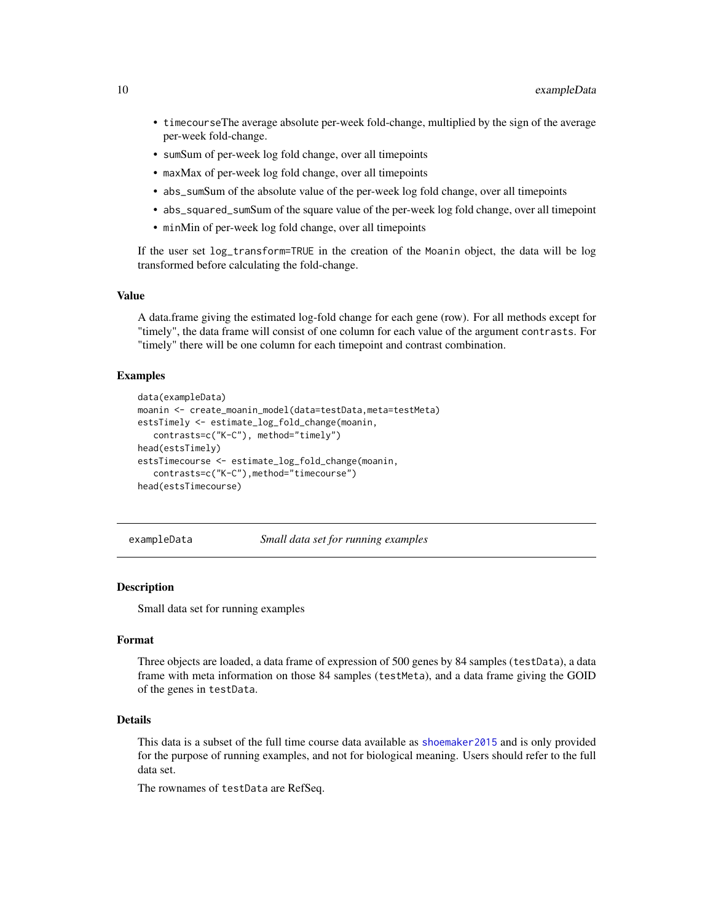- `timecourse`The average absolute per-week fold-change, multiplied by the sign of the average per-week fold-change.
- `sum`Sum of per-week log fold change, over all timepoints
- `max`Max of per-week log fold change, over all timepoints
- `abs_sum`Sum of the absolute value of the per-week log fold change, over all timepoints
- `abs_squared_sum`Sum of the square value of the per-week log fold change, over all timepoint
- `min`Min of per-week log fold change, over all timepoints

If the user set `log_transform=TRUE` in the creation of the `Moanin` object, the data will be log transformed before calculating the fold-change.

### Value

A data.frame giving the estimated log-fold change for each gene (row). For all methods except for "timely", the data frame will consist of one column for each value of the argument `contrasts`. For "timely" there will be one column for each timepoint and contrast combination.

### Examples

```
data(exampleData)
moanin <- create_moanin_model(data=testData,meta=testMeta)
estsTimely <- estimate_log_fold_change(moanin,
   contrasts=c("K-C"), method="timely")
head(estsTimely)
estsTimecourse <- estimate_log_fold_change(moanin,
   contrasts=c("K-C"),method="timecourse")
head(estsTimecourse)
```

---

## exampleData    *Small data set for running examples*

---

### Description

Small data set for running examples

### Format

Three objects are loaded, a data frame of expression of 500 genes by 84 samples (`testData`), a data frame with meta information on those 84 samples (`testMeta`), and a data frame giving the GOID of the genes in `testData`.

### Details

This data is a subset of the full time course data available as `shoemaker2015` and is only provided for the purpose of running examples, and not for biological meaning. Users should refer to the full data set.

The rownames of `testData` are RefSeq.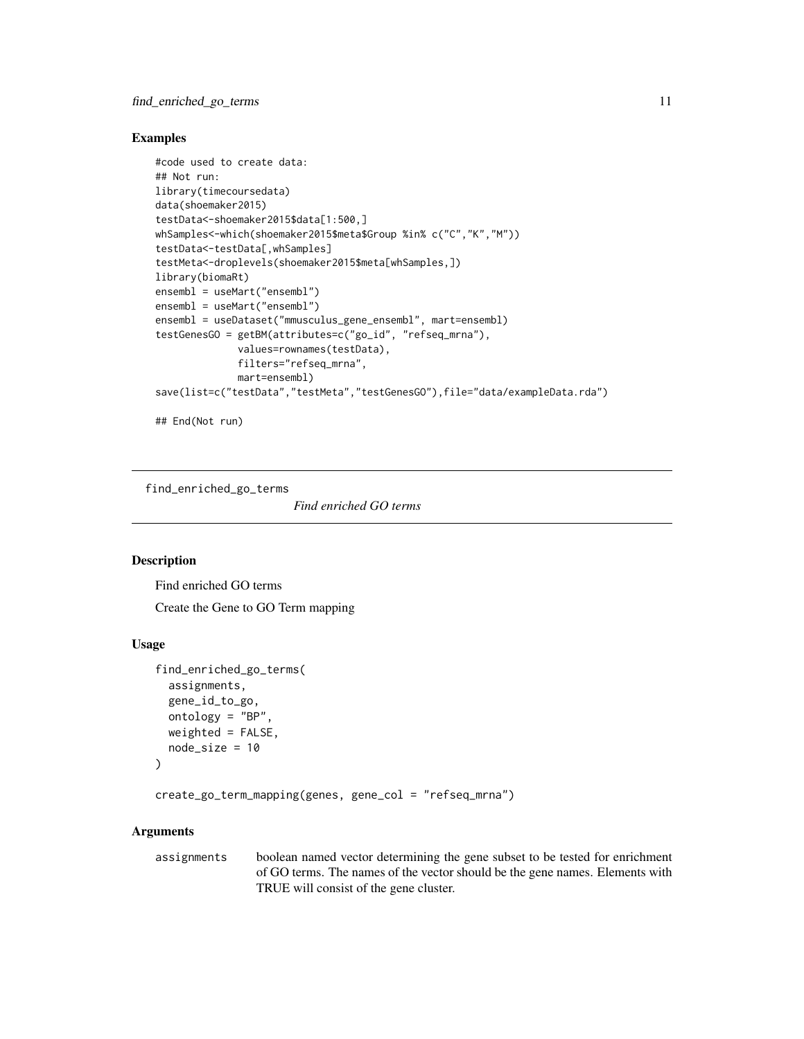## Examples

```
#code used to create data:
## Not run:
library(timecoursedata)
data(shoemaker2015)
testData<-shoemaker2015$data[1:500,]
whSamples<-which(shoemaker2015$meta$Group %in% c("C","K","M"))
testData<-testData[,whSamples]
testMeta<-droplevels(shoemaker2015$meta[whSamples,])
library(biomaRt)
ensembl = useMart("ensembl")
ensembl = useMart("ensembl")
ensembl = useDataset("mmusculus_gene_ensembl", mart=ensembl)
testGenesGO = getBM(attributes=c("go_id", "refseq_mrna"),
              values=rownames(testData),
              filters="refseq_mrna",
              mart=ensembl)
save(list=c("testData","testMeta","testGenesGO"),file="data/exampleData.rda")

## End(Not run)
```

---

`find_enriched_go_terms` *Find enriched GO terms*

---

## Description

Find enriched GO terms

Create the Gene to GO Term mapping

## Usage

```
find_enriched_go_terms(
  assignments,
  gene_id_to_go,
  ontology = "BP",
  weighted = FALSE,
  node_size = 10
)

create_go_term_mapping(genes, gene_col = "refseq_mrna")
```

## Arguments

`assignments` boolean named vector determining the gene subset to be tested for enrichment of GO terms. The names of the vector should be the gene names. Elements with TRUE will consist of the gene cluster.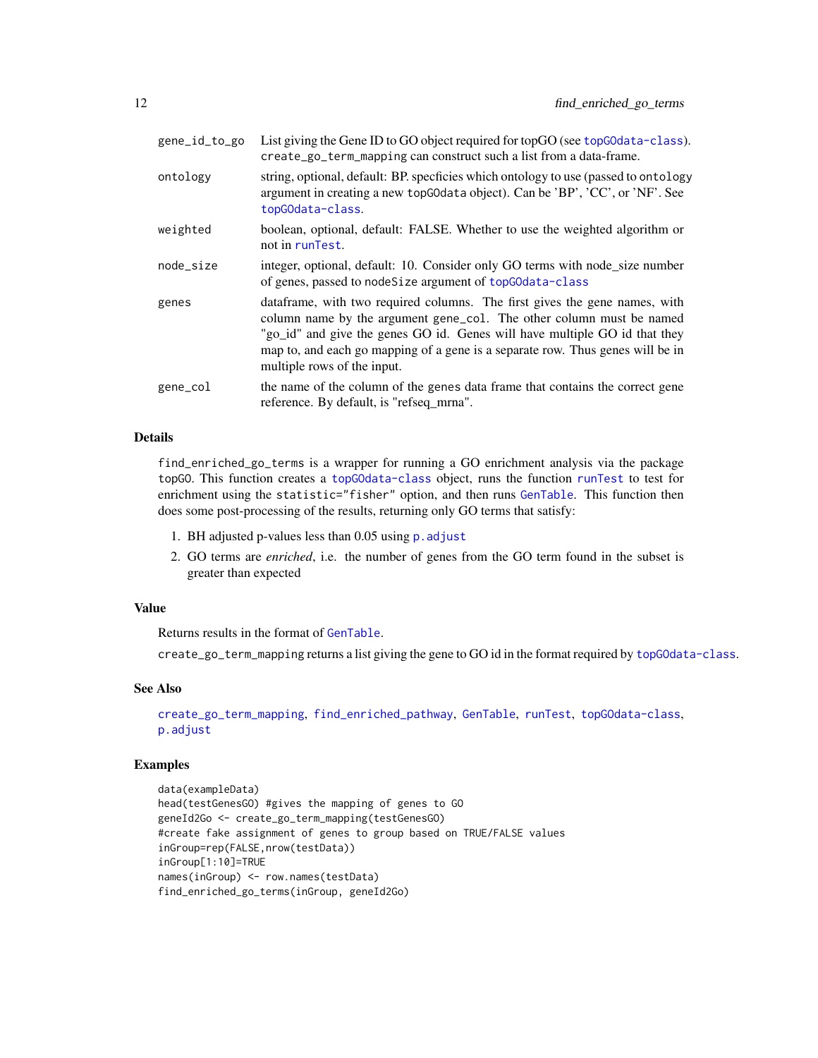| | |
|---|---|
| gene_id_to_go | List giving the Gene ID to GO object required for topGO (see topGOdata-class). create_go_term_mapping can construct such a list from a data-frame. |
| ontology | string, optional, default: BP. specficies which ontology to use (passed to ontology argument in creating a new topGOdata object). Can be 'BP', 'CC', or 'NF'. See topGOdata-class. |
| weighted | boolean, optional, default: FALSE. Whether to use the weighted algorithm or not in runTest. |
| node_size | integer, optional, default: 10. Consider only GO terms with node_size number of genes, passed to nodeSize argument of topGOdata-class |
| genes | dataframe, with two required columns. The first gives the gene names, with column name by the argument gene_col. The other column must be named "go_id" and give the genes GO id. Genes will have multiple GO id that they map to, and each go mapping of a gene is a separate row. Thus genes will be in multiple rows of the input. |
| gene_col | the name of the column of the genes data frame that contains the correct gene reference. By default, is "refseq_mrna". |

### Details

find_enriched_go_terms is a wrapper for running a GO enrichment analysis via the package topGO. This function creates a topGOdata-class object, runs the function runTest to test for enrichment using the statistic="fisher" option, and then runs GenTable. This function then does some post-processing of the results, returning only GO terms that satisfy:

1. BH adjusted p-values less than 0.05 using p.adjust
2. GO terms are *enriched*, i.e. the number of genes from the GO term found in the subset is greater than expected

### Value

Returns results in the format of GenTable.

create_go_term_mapping returns a list giving the gene to GO id in the format required by topGOdata-class.

### See Also

create_go_term_mapping, find_enriched_pathway, GenTable, runTest, topGOdata-class, p.adjust

### Examples

```
data(exampleData)
head(testGenesGO) #gives the mapping of genes to GO
geneId2Go <- create_go_term_mapping(testGenesGO)
#create fake assignment of genes to group based on TRUE/FALSE values
inGroup=rep(FALSE,nrow(testData))
inGroup[1:10]=TRUE
names(inGroup) <- row.names(testData)
find_enriched_go_terms(inGroup, geneId2Go)
```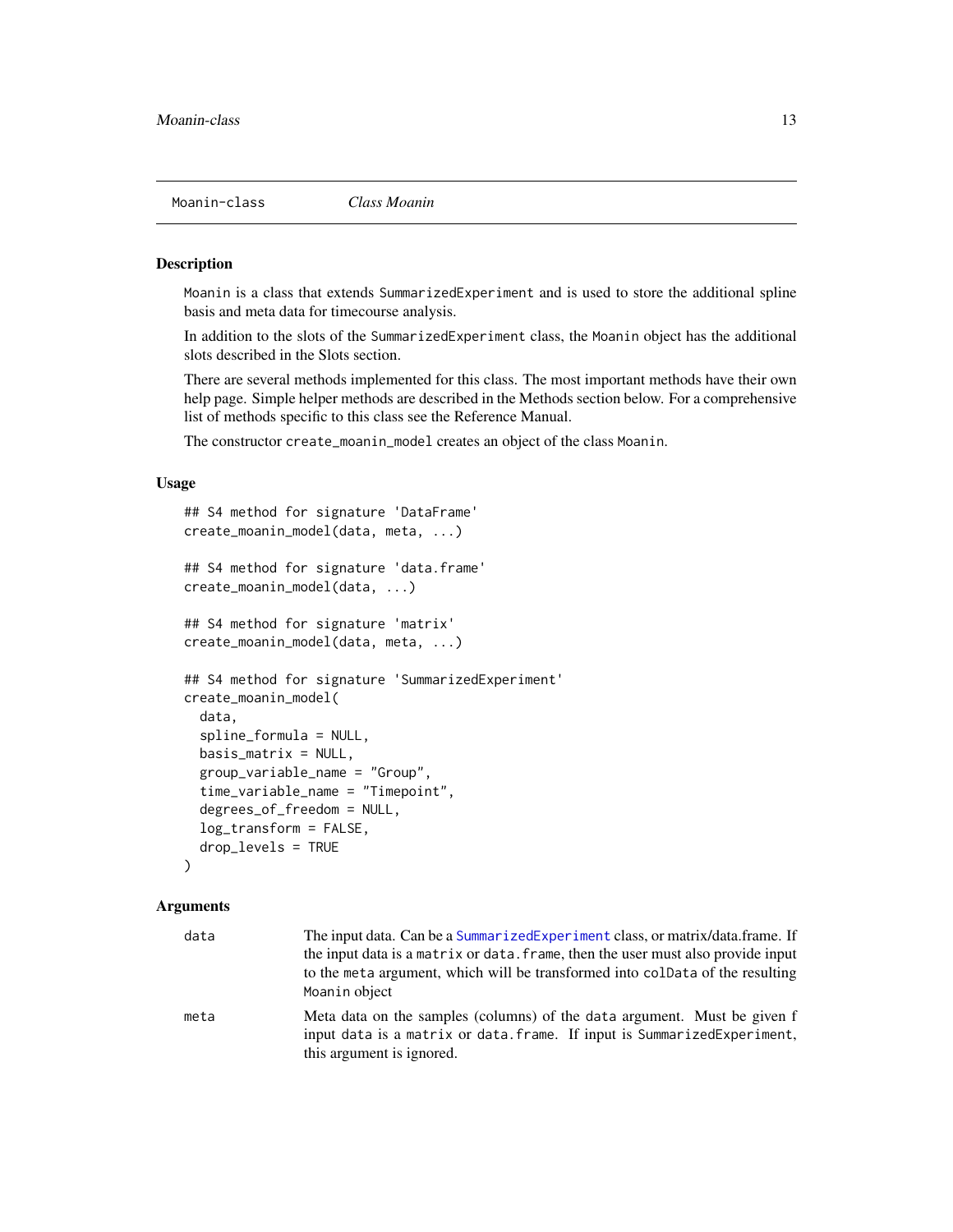Moanin-class *Class Moanin*

## Description

Moanin is a class that extends SummarizedExperiment and is used to store the additional spline basis and meta data for timecourse analysis.

In addition to the slots of the SummarizedExperiment class, the Moanin object has the additional slots described in the Slots section.

There are several methods implemented for this class. The most important methods have their own help page. Simple helper methods are described in the Methods section below. For a comprehensive list of methods specific to this class see the Reference Manual.

The constructor create_moanin_model creates an object of the class Moanin.

## Usage

```
## S4 method for signature 'DataFrame'
create_moanin_model(data, meta, ...)

## S4 method for signature 'data.frame'
create_moanin_model(data, ...)

## S4 method for signature 'matrix'
create_moanin_model(data, meta, ...)

## S4 method for signature 'SummarizedExperiment'
create_moanin_model(
  data,
  spline_formula = NULL,
  basis_matrix = NULL,
  group_variable_name = "Group",
  time_variable_name = "Timepoint",
  degrees_of_freedom = NULL,
  log_transform = FALSE,
  drop_levels = TRUE
)
```

## Arguments

| | |
|---|---|
| data | The input data. Can be a SummarizedExperiment class, or matrix/data.frame. If the input data is a matrix or data.frame, then the user must also provide input to the meta argument, which will be transformed into colData of the resulting Moanin object |
| meta | Meta data on the samples (columns) of the data argument. Must be given f input data is a matrix or data.frame. If input is SummarizedExperiment, this argument is ignored. |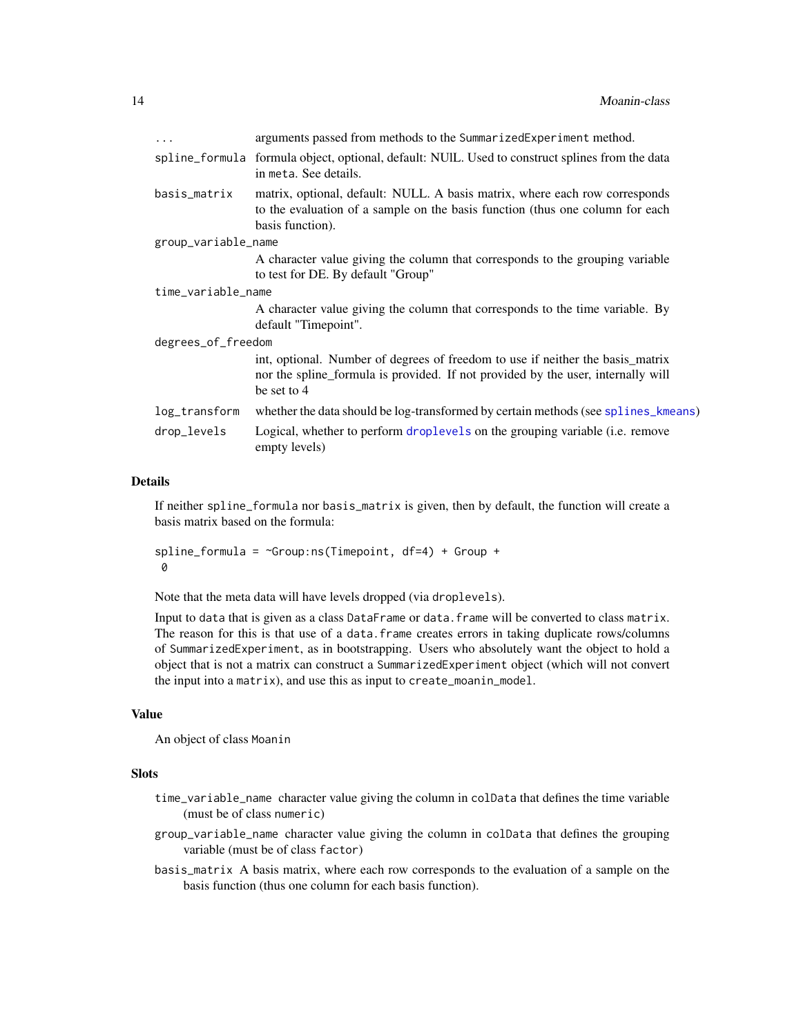| | |
|---|---|
| `...` | arguments passed from methods to the `SummarizedExperiment` method. |
| `spline_formula` | formula object, optional, default: NUlL. Used to construct splines from the data in `meta`. See details. |
| `basis_matrix` | matrix, optional, default: NULL. A basis matrix, where each row corresponds to the evaluation of a sample on the basis function (thus one column for each basis function). |
| `group_variable_name` | A character value giving the column that corresponds to the grouping variable to test for DE. By default "Group" |
| `time_variable_name` | A character value giving the column that corresponds to the time variable. By default "Timepoint". |
| `degrees_of_freedom` | int, optional. Number of degrees of freedom to use if neither the basis_matrix nor the spline_formula is provided. If not provided by the user, internally will be set to 4 |
| `log_transform` | whether the data should be log-transformed by certain methods (see `splines_kmeans`) |
| `drop_levels` | Logical, whether to perform `droplevels` on the grouping variable (i.e. remove empty levels) |

### Details

If neither `spline_formula` nor `basis_matrix` is given, then by default, the function will create a basis matrix based on the formula:

```
spline_formula = ~Group:ns(Timepoint, df=4) + Group +
 0
```

Note that the meta data will have levels dropped (via `droplevels`).

Input to `data` that is given as a class `DataFrame` or `data.frame` will be converted to class `matrix`. The reason for this is that use of a `data.frame` creates errors in taking duplicate rows/columns of `SummarizedExperiment`, as in bootstrapping. Users who absolutely want the object to hold a object that is not a matrix can construct a `SummarizedExperiment` object (which will not convert the input into a `matrix`), and use this as input to `create_moanin_model`.

### Value

An object of class `Moanin`

### Slots

- `time_variable_name` character value giving the column in `colData` that defines the time variable (must be of class `numeric`)
- `group_variable_name` character value giving the column in `colData` that defines the grouping variable (must be of class `factor`)
- `basis_matrix` A basis matrix, where each row corresponds to the evaluation of a sample on the basis function (thus one column for each basis function).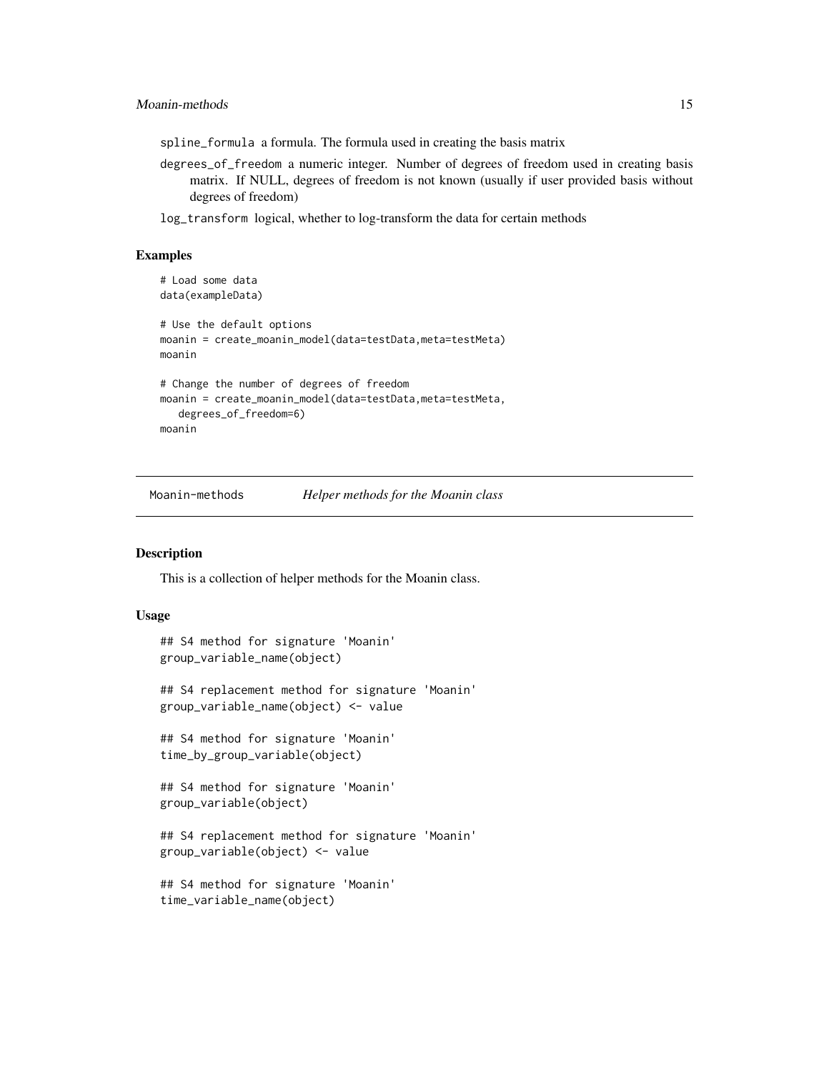spline_formula a formula. The formula used in creating the basis matrix

degrees_of_freedom a numeric integer. Number of degrees of freedom used in creating basis matrix. If NULL, degrees of freedom is not known (usually if user provided basis without degrees of freedom)

log_transform logical, whether to log-transform the data for certain methods

## Examples

```
# Load some data
data(exampleData)

# Use the default options
moanin = create_moanin_model(data=testData,meta=testMeta)
moanin

# Change the number of degrees of freedom
moanin = create_moanin_model(data=testData,meta=testMeta,
   degrees_of_freedom=6)
moanin
```

---

Moanin-methods *Helper methods for the Moanin class*

---

## Description

This is a collection of helper methods for the Moanin class.

## Usage

```
## S4 method for signature 'Moanin'
group_variable_name(object)

## S4 replacement method for signature 'Moanin'
group_variable_name(object) <- value

## S4 method for signature 'Moanin'
time_by_group_variable(object)

## S4 method for signature 'Moanin'
group_variable(object)

## S4 replacement method for signature 'Moanin'
group_variable(object) <- value

## S4 method for signature 'Moanin'
time_variable_name(object)
```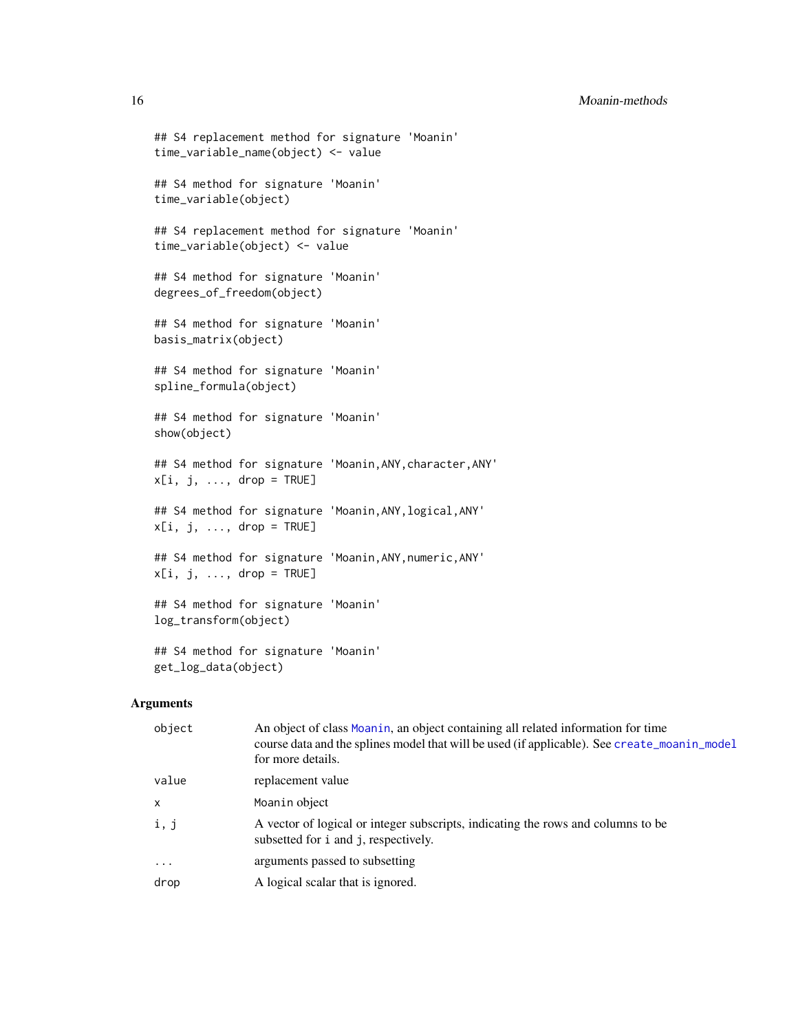```
## S4 replacement method for signature 'Moanin'
time_variable_name(object) <- value

## S4 method for signature 'Moanin'
time_variable(object)

## S4 replacement method for signature 'Moanin'
time_variable(object) <- value

## S4 method for signature 'Moanin'
degrees_of_freedom(object)

## S4 method for signature 'Moanin'
basis_matrix(object)

## S4 method for signature 'Moanin'
spline_formula(object)

## S4 method for signature 'Moanin'
show(object)

## S4 method for signature 'Moanin,ANY,character,ANY'
x[i, j, ..., drop = TRUE]

## S4 method for signature 'Moanin,ANY,logical,ANY'
x[i, j, ..., drop = TRUE]

## S4 method for signature 'Moanin,ANY,numeric,ANY'
x[i, j, ..., drop = TRUE]

## S4 method for signature 'Moanin'
log_transform(object)

## S4 method for signature 'Moanin'
get_log_data(object)
```

## Arguments

| | |
|---|---|
| object | An object of class Moanin, an object containing all related information for time course data and the splines model that will be used (if applicable). See create_moanin_model for more details. |
| value | replacement value |
| x | Moanin object |
| i, j | A vector of logical or integer subscripts, indicating the rows and columns to be subsetted for i and j, respectively. |
| ... | arguments passed to subsetting |
| drop | A logical scalar that is ignored. |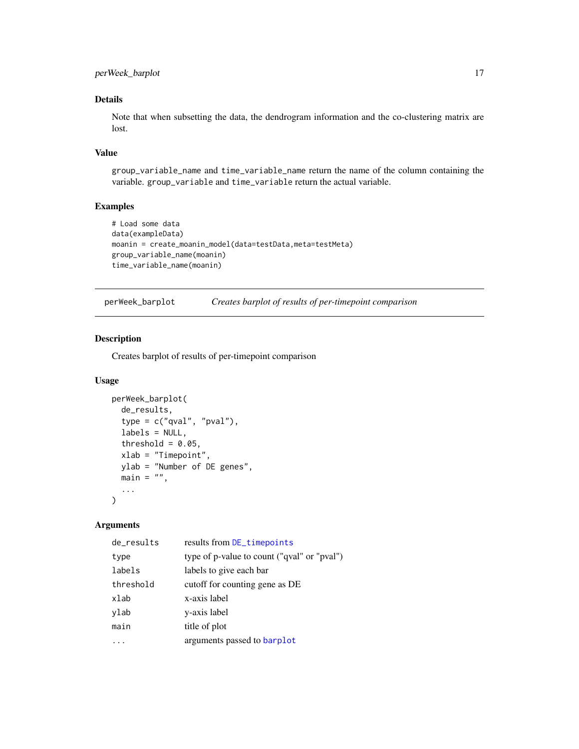## Details

Note that when subsetting the data, the dendrogram information and the co-clustering matrix are lost.

## Value

`group_variable_name` and `time_variable_name` return the name of the column containing the variable. `group_variable` and `time_variable` return the actual variable.

## Examples

```
# Load some data
data(exampleData)
moanin = create_moanin_model(data=testData,meta=testMeta)
group_variable_name(moanin)
time_variable_name(moanin)
```

---

# perWeek_barplot — *Creates barplot of results of per-timepoint comparison*

---

## Description

Creates barplot of results of per-timepoint comparison

## Usage

```
perWeek_barplot(
  de_results,
  type = c("qval", "pval"),
  labels = NULL,
  threshold = 0.05,
  xlab = "Timepoint",
  ylab = "Number of DE genes",
  main = "",
  ...
)
```

## Arguments

| | |
|---|---|
| `de_results` | results from `DE_timepoints` |
| `type` | type of p-value to count ("qval" or "pval") |
| `labels` | labels to give each bar |
| `threshold` | cutoff for counting gene as DE |
| `xlab` | x-axis label |
| `ylab` | y-axis label |
| `main` | title of plot |
| `...` | arguments passed to `barplot` |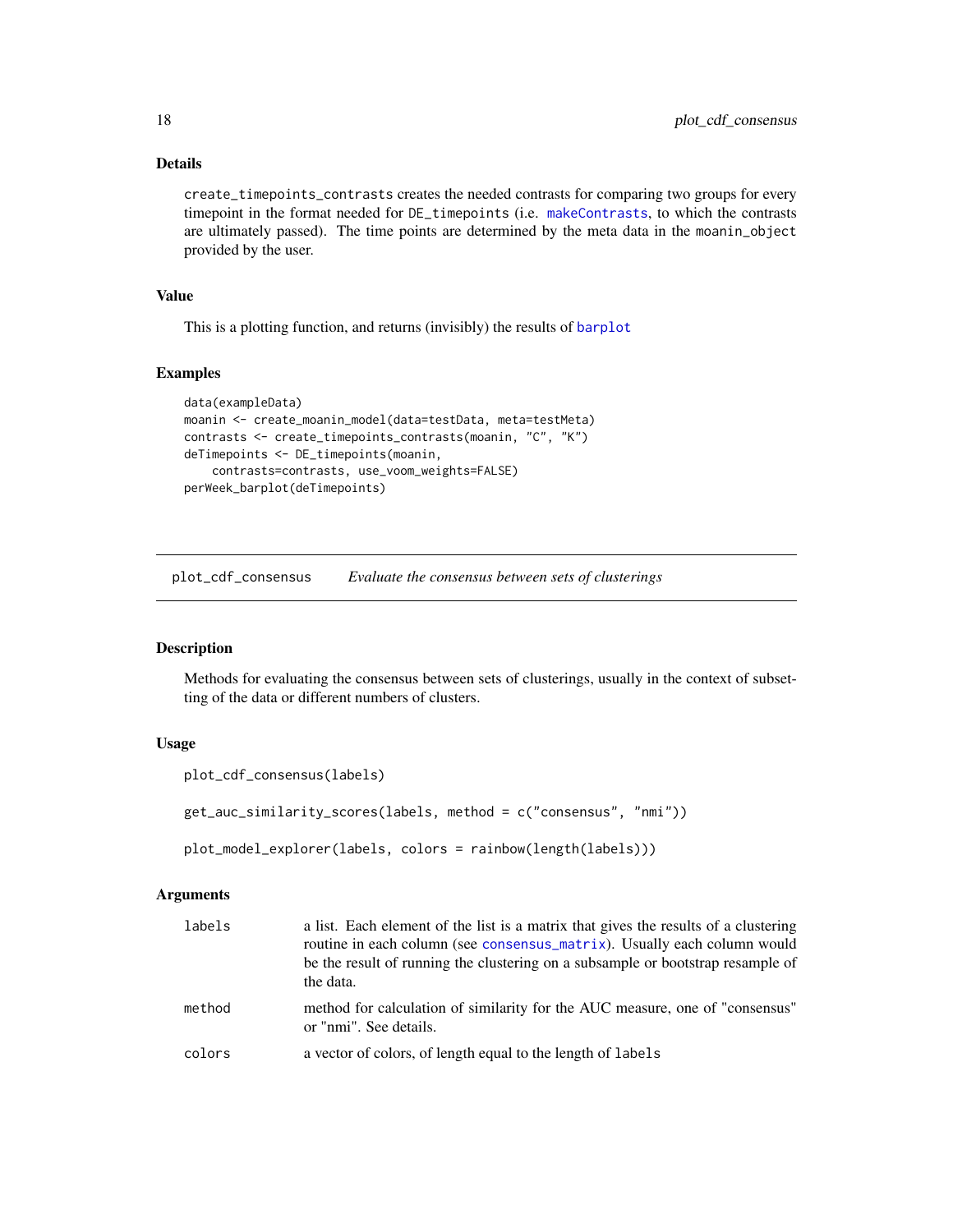### Details

`create_timepoints_contrasts` creates the needed contrasts for comparing two groups for every timepoint in the format needed for `DE_timepoints` (i.e. `makeContrasts`, to which the contrasts are ultimately passed). The time points are determined by the meta data in the `moanin_object` provided by the user.

### Value

This is a plotting function, and returns (invisibly) the results of `barplot`

### Examples

```
data(exampleData)
moanin <- create_moanin_model(data=testData, meta=testMeta)
contrasts <- create_timepoints_contrasts(moanin, "C", "K")
deTimepoints <- DE_timepoints(moanin,
    contrasts=contrasts, use_voom_weights=FALSE)
perWeek_barplot(deTimepoints)
```

---

## plot_cdf_consensus — *Evaluate the consensus between sets of clusterings*

### Description

Methods for evaluating the consensus between sets of clusterings, usually in the context of subsetting of the data or different numbers of clusters.

### Usage

```
plot_cdf_consensus(labels)

get_auc_similarity_scores(labels, method = c("consensus", "nmi"))

plot_model_explorer(labels, colors = rainbow(length(labels)))
```

### Arguments

| | |
|---|---|
| `labels` | a list. Each element of the list is a matrix that gives the results of a clustering routine in each column (see `consensus_matrix`). Usually each column would be the result of running the clustering on a subsample or bootstrap resample of the data. |
| `method` | method for calculation of similarity for the AUC measure, one of "consensus" or "nmi". See details. |
| `colors` | a vector of colors, of length equal to the length of `labels` |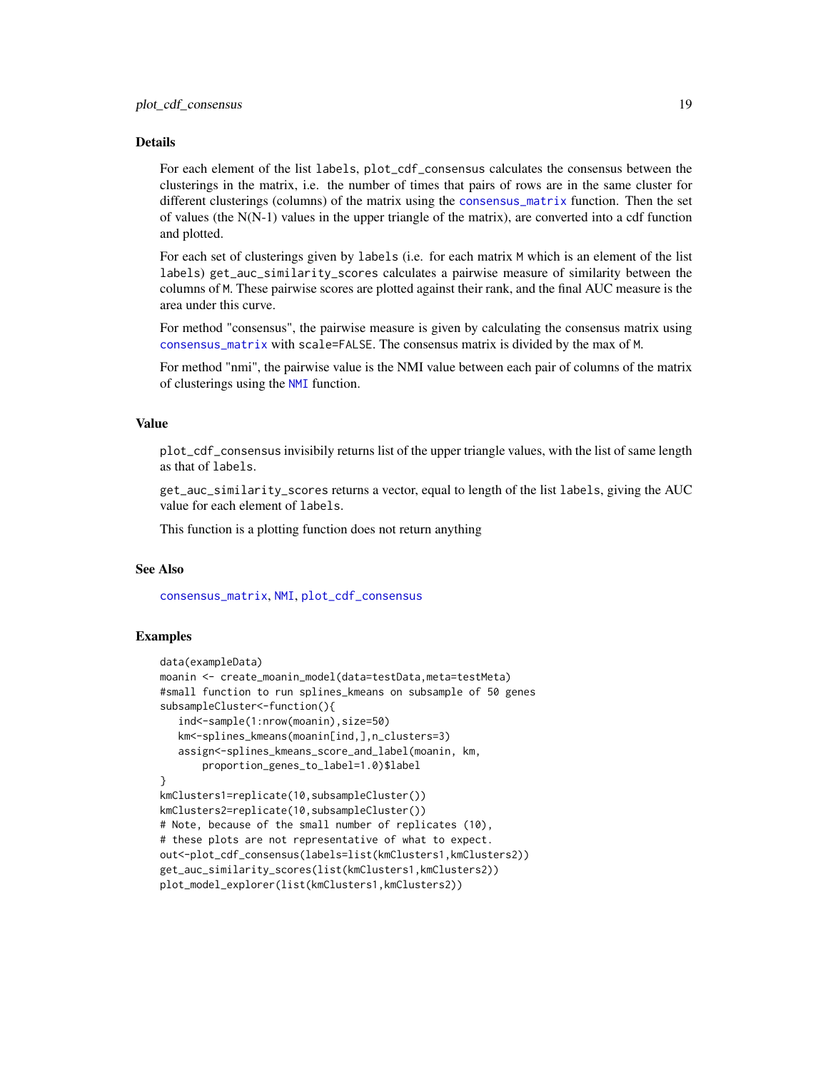## Details

For each element of the list `labels`, `plot_cdf_consensus` calculates the consensus between the clusterings in the matrix, i.e. the number of times that pairs of rows are in the same cluster for different clusterings (columns) of the matrix using the `consensus_matrix` function. Then the set of values (the N(N-1) values in the upper triangle of the matrix), are converted into a cdf function and plotted.

For each set of clusterings given by `labels` (i.e. for each matrix `M` which is an element of the list `labels`) `get_auc_similarity_scores` calculates a pairwise measure of similarity between the columns of `M`. These pairwise scores are plotted against their rank, and the final AUC measure is the area under this curve.

For method "consensus", the pairwise measure is given by calculating the consensus matrix using `consensus_matrix` with `scale=FALSE`. The consensus matrix is divided by the max of `M`.

For method "nmi", the pairwise value is the NMI value between each pair of columns of the matrix of clusterings using the `NMI` function.

## Value

`plot_cdf_consensus` invisibily returns list of the upper triangle values, with the list of same length as that of `labels`.

`get_auc_similarity_scores` returns a vector, equal to length of the list `labels`, giving the AUC value for each element of `labels`.

This function is a plotting function does not return anything

## See Also

`consensus_matrix`, `NMI`, `plot_cdf_consensus`

## Examples

```
data(exampleData)
moanin <- create_moanin_model(data=testData,meta=testMeta)
#small function to run splines_kmeans on subsample of 50 genes
subsampleCluster<-function(){
   ind<-sample(1:nrow(moanin),size=50)
   km<-splines_kmeans(moanin[ind,],n_clusters=3)
   assign<-splines_kmeans_score_and_label(moanin, km,
       proportion_genes_to_label=1.0)$label
}
kmClusters1=replicate(10,subsampleCluster())
kmClusters2=replicate(10,subsampleCluster())
# Note, because of the small number of replicates (10),
# these plots are not representative of what to expect.
out<-plot_cdf_consensus(labels=list(kmClusters1,kmClusters2))
get_auc_similarity_scores(list(kmClusters1,kmClusters2))
plot_model_explorer(list(kmClusters1,kmClusters2))
```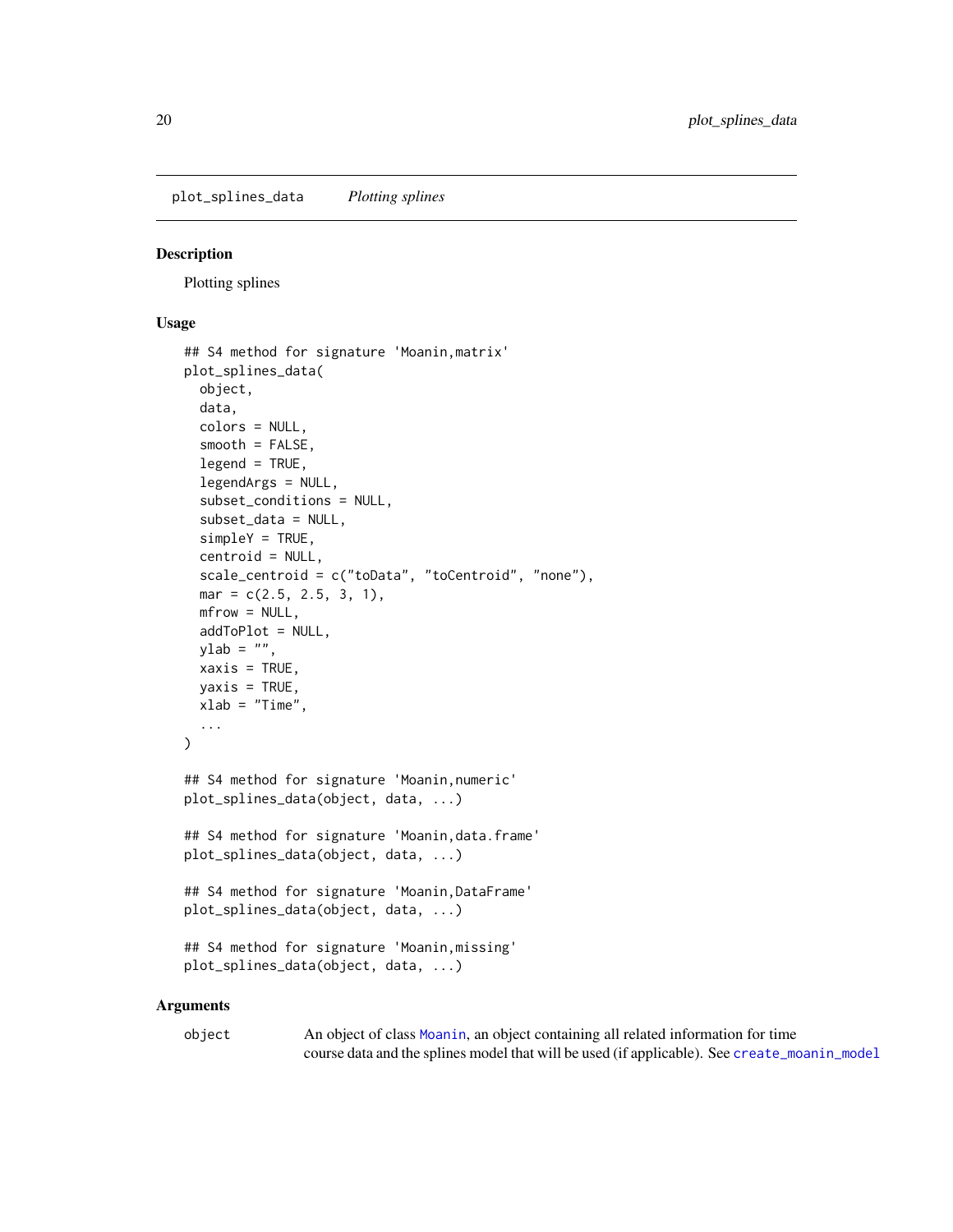plot_splines_data    *Plotting splines*

## Description

Plotting splines

## Usage

```
## S4 method for signature 'Moanin,matrix'
plot_splines_data(
  object,
  data,
  colors = NULL,
  smooth = FALSE,
  legend = TRUE,
  legendArgs = NULL,
  subset_conditions = NULL,
  subset_data = NULL,
  simpleY = TRUE,
  centroid = NULL,
  scale_centroid = c("toData", "toCentroid", "none"),
  mar = c(2.5, 2.5, 3, 1),
  mfrow = NULL,
  addToPlot = NULL,
  ylab = "",
  xaxis = TRUE,
  yaxis = TRUE,
  xlab = "Time",
  ...
)

## S4 method for signature 'Moanin,numeric'
plot_splines_data(object, data, ...)

## S4 method for signature 'Moanin,data.frame'
plot_splines_data(object, data, ...)

## S4 method for signature 'Moanin,DataFrame'
plot_splines_data(object, data, ...)

## S4 method for signature 'Moanin,missing'
plot_splines_data(object, data, ...)
```

## Arguments

object    An object of class Moanin, an object containing all related information for time course data and the splines model that will be used (if applicable). See create_moanin_model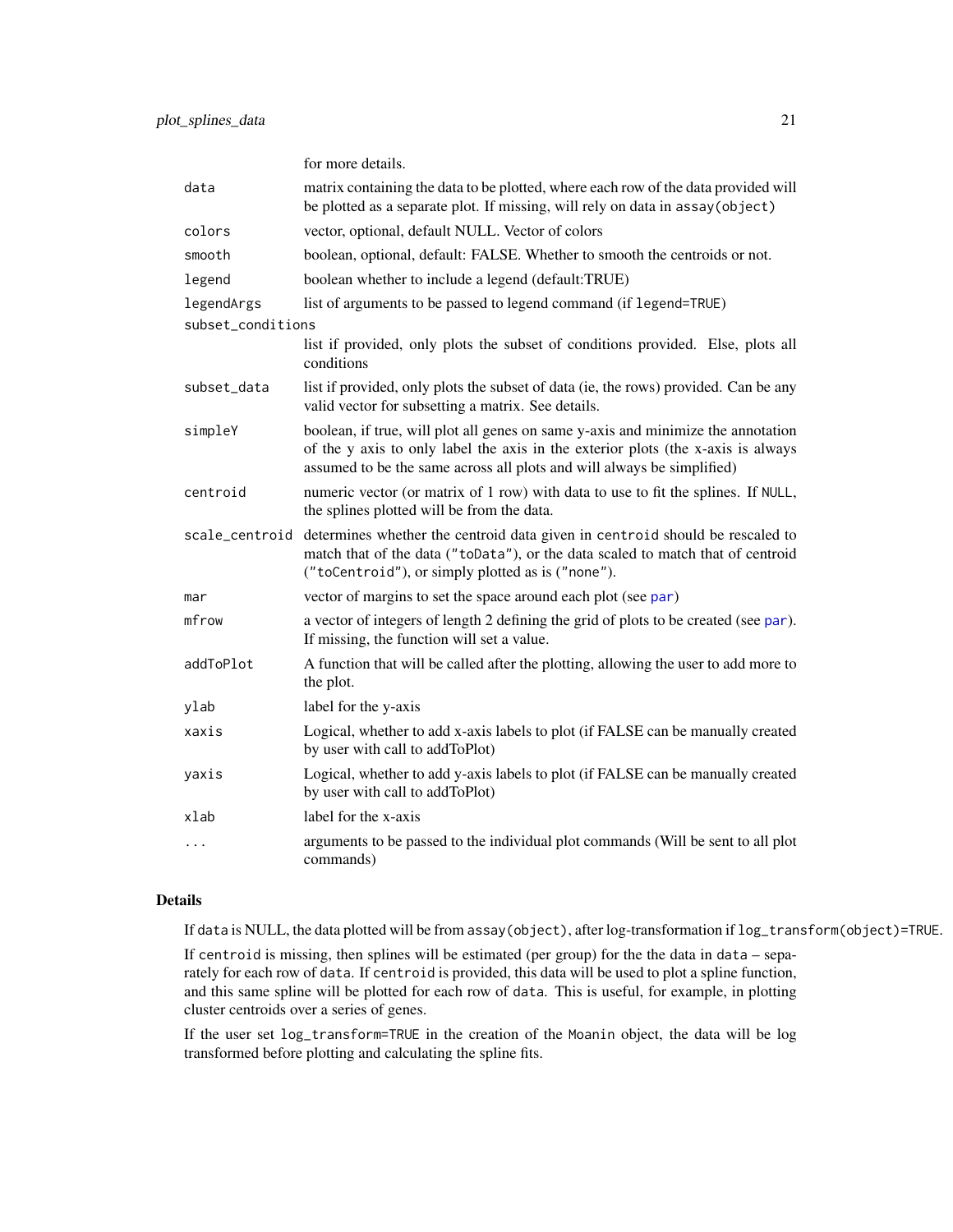| | |
|---|---|
| | for more details. |
| `data` | matrix containing the data to be plotted, where each row of the data provided will be plotted as a separate plot. If missing, will rely on data in `assay(object)` |
| `colors` | vector, optional, default NULL. Vector of colors |
| `smooth` | boolean, optional, default: FALSE. Whether to smooth the centroids or not. |
| `legend` | boolean whether to include a legend (default:TRUE) |
| `legendArgs` | list of arguments to be passed to legend command (if `legend=TRUE`) |
| `subset_conditions` | list if provided, only plots the subset of conditions provided. Else, plots all conditions |
| `subset_data` | list if provided, only plots the subset of data (ie, the rows) provided. Can be any valid vector for subsetting a matrix. See details. |
| `simpleY` | boolean, if true, will plot all genes on same y-axis and minimize the annotation of the y axis to only label the axis in the exterior plots (the x-axis is always assumed to be the same across all plots and will always be simplified) |
| `centroid` | numeric vector (or matrix of 1 row) with data to use to fit the splines. If `NULL`, the splines plotted will be from the data. |
| `scale_centroid` | determines whether the centroid data given in `centroid` should be rescaled to match that of the data (`"toData"`), or the data scaled to match that of centroid (`"toCentroid"`), or simply plotted as is (`"none"`). |
| `mar` | vector of margins to set the space around each plot (see `par`) |
| `mfrow` | a vector of integers of length 2 defining the grid of plots to be created (see `par`). If missing, the function will set a value. |
| `addToPlot` | A function that will be called after the plotting, allowing the user to add more to the plot. |
| `ylab` | label for the y-axis |
| `xaxis` | Logical, whether to add x-axis labels to plot (if FALSE can be manually created by user with call to addToPlot) |
| `yaxis` | Logical, whether to add y-axis labels to plot (if FALSE can be manually created by user with call to addToPlot) |
| `xlab` | label for the x-axis |
| `...` | arguments to be passed to the individual plot commands (Will be sent to all plot commands) |

## Details

If `data` is NULL, the data plotted will be from `assay(object)`, after log-transformation if `log_transform(object)=TRUE`.

If `centroid` is missing, then splines will be estimated (per group) for the the data in `data` – separately for each row of `data`. If `centroid` is provided, this data will be used to plot a spline function, and this same spline will be plotted for each row of `data`. This is useful, for example, in plotting cluster centroids over a series of genes.

If the user set `log_transform=TRUE` in the creation of the `Moanin` object, the data will be log transformed before plotting and calculating the spline fits.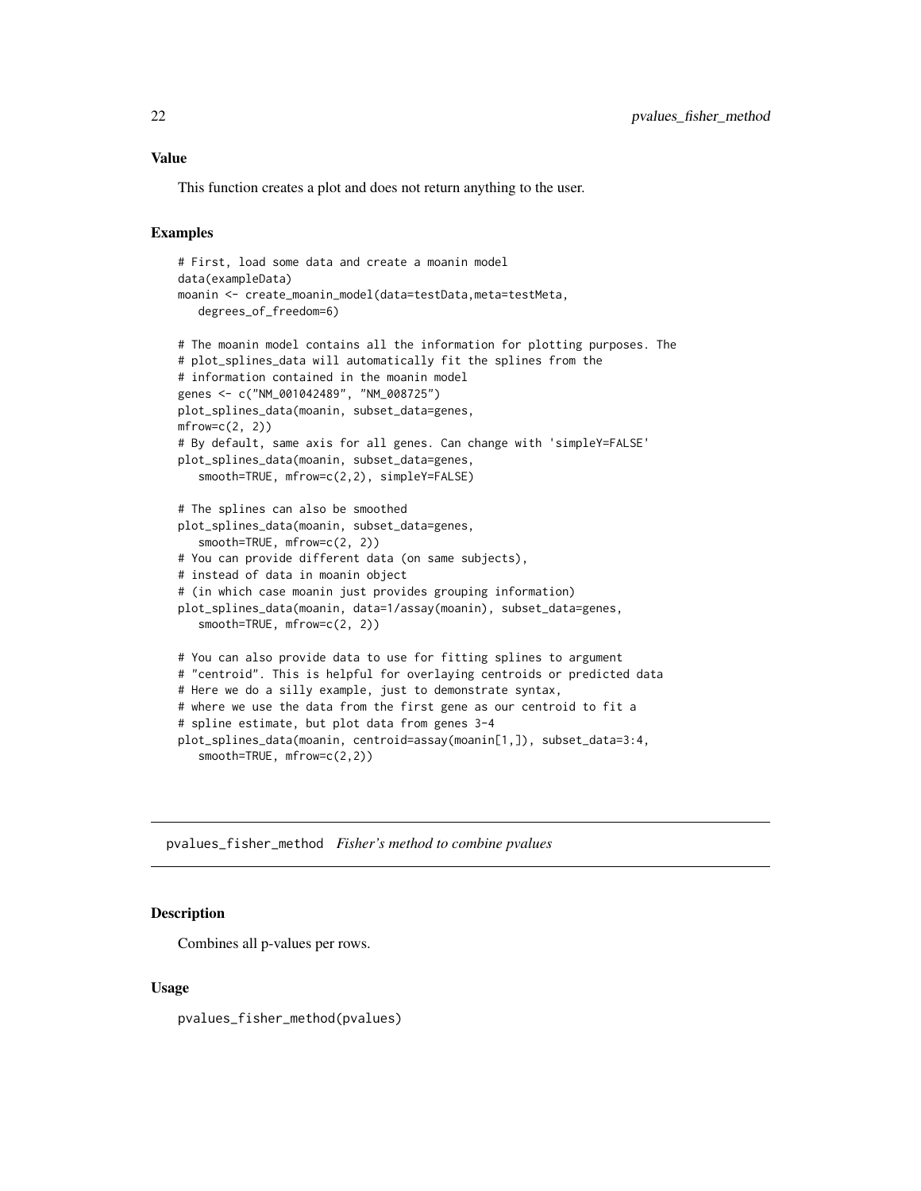## Value

This function creates a plot and does not return anything to the user.

## Examples

```
# First, load some data and create a moanin model
data(exampleData)
moanin <- create_moanin_model(data=testData,meta=testMeta,
   degrees_of_freedom=6)

# The moanin model contains all the information for plotting purposes. The
# plot_splines_data will automatically fit the splines from the
# information contained in the moanin model
genes <- c("NM_001042489", "NM_008725")
plot_splines_data(moanin, subset_data=genes,
mfrow=c(2, 2))
# By default, same axis for all genes. Can change with 'simpleY=FALSE'
plot_splines_data(moanin, subset_data=genes,
   smooth=TRUE, mfrow=c(2,2), simpleY=FALSE)

# The splines can also be smoothed
plot_splines_data(moanin, subset_data=genes,
   smooth=TRUE, mfrow=c(2, 2))
# You can provide different data (on same subjects),
# instead of data in moanin object
# (in which case moanin just provides grouping information)
plot_splines_data(moanin, data=1/assay(moanin), subset_data=genes,
   smooth=TRUE, mfrow=c(2, 2))

# You can also provide data to use for fitting splines to argument
# "centroid". This is helpful for overlaying centroids or predicted data
# Here we do a silly example, just to demonstrate syntax,
# where we use the data from the first gene as our centroid to fit a
# spline estimate, but plot data from genes 3-4
plot_splines_data(moanin, centroid=assay(moanin[1,]), subset_data=3:4,
   smooth=TRUE, mfrow=c(2,2))
```

---

# pvalues_fisher_method *Fisher's method to combine pvalues*

## Description

Combines all p-values per rows.

## Usage

```
pvalues_fisher_method(pvalues)
```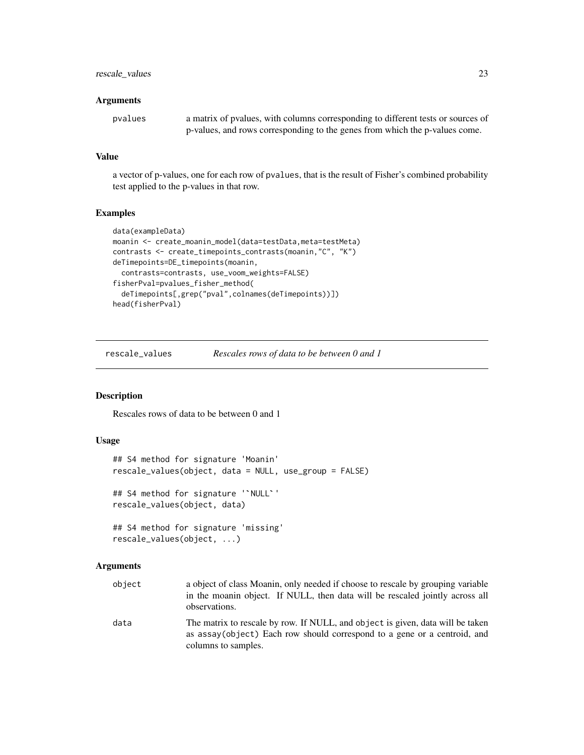### Arguments

pvalues
: a matrix of pvalues, with columns corresponding to different tests or sources of p-values, and rows corresponding to the genes from which the p-values come.

### Value

a vector of p-values, one for each row of pvalues, that is the result of Fisher's combined probability test applied to the p-values in that row.

### Examples

```
data(exampleData)
moanin <- create_moanin_model(data=testData,meta=testMeta)
contrasts <- create_timepoints_contrasts(moanin,"C", "K")
deTimepoints=DE_timepoints(moanin,
  contrasts=contrasts, use_voom_weights=FALSE)
fisherPval=pvalues_fisher_method(
  deTimepoints[,grep("pval",colnames(deTimepoints))])
head(fisherPval)
```

---

## rescale_values — *Rescales rows of data to be between 0 and 1*

---

### Description

Rescales rows of data to be between 0 and 1

### Usage

```
## S4 method for signature 'Moanin'
rescale_values(object, data = NULL, use_group = FALSE)

## S4 method for signature '`NULL`'
rescale_values(object, data)

## S4 method for signature 'missing'
rescale_values(object, ...)
```

### Arguments

object
: a object of class Moanin, only needed if choose to rescale by grouping variable in the moanin object. If NULL, then data will be rescaled jointly across all observations.

data
: The matrix to rescale by row. If NULL, and object is given, data will be taken as assay(object) Each row should correspond to a gene or a centroid, and columns to samples.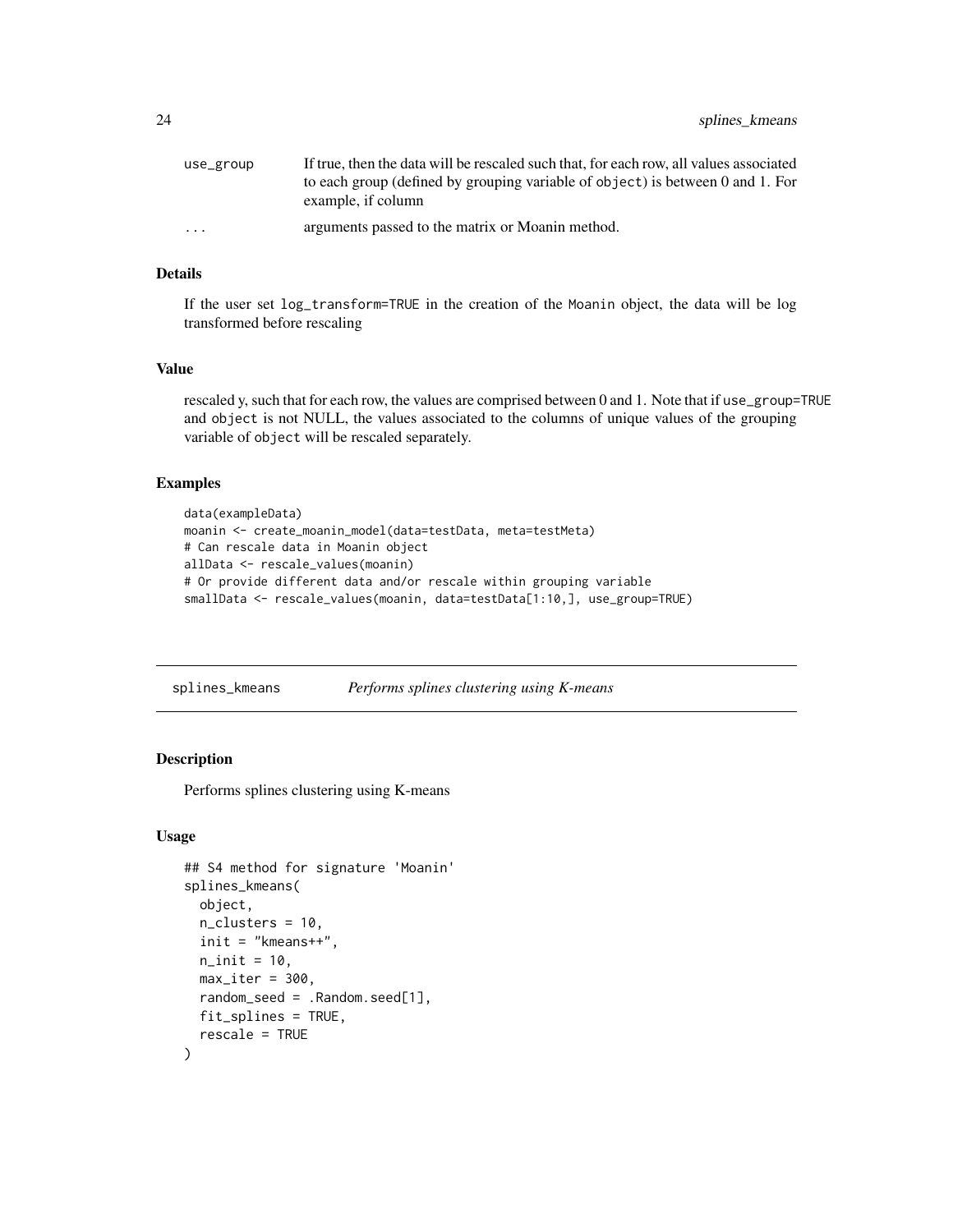| | |
|---|---|
| use_group | If true, then the data will be rescaled such that, for each row, all values associated to each group (defined by grouping variable of object) is between 0 and 1. For example, if column |
| ... | arguments passed to the matrix or Moanin method. |

### Details

If the user set log_transform=TRUE in the creation of the Moanin object, the data will be log transformed before rescaling

### Value

rescaled y, such that for each row, the values are comprised between 0 and 1. Note that if use_group=TRUE and object is not NULL, the values associated to the columns of unique values of the grouping variable of object will be rescaled separately.

### Examples

```
data(exampleData)
moanin <- create_moanin_model(data=testData, meta=testMeta)
# Can rescale data in Moanin object
allData <- rescale_values(moanin)
# Or provide different data and/or rescale within grouping variable
smallData <- rescale_values(moanin, data=testData[1:10,], use_group=TRUE)
```

---

## splines_kmeans *Performs splines clustering using K-means*

### Description

Performs splines clustering using K-means

### Usage

```
## S4 method for signature 'Moanin'
splines_kmeans(
  object,
  n_clusters = 10,
  init = "kmeans++",
  n_init = 10,
  max_iter = 300,
  random_seed = .Random.seed[1],
  fit_splines = TRUE,
  rescale = TRUE
)
```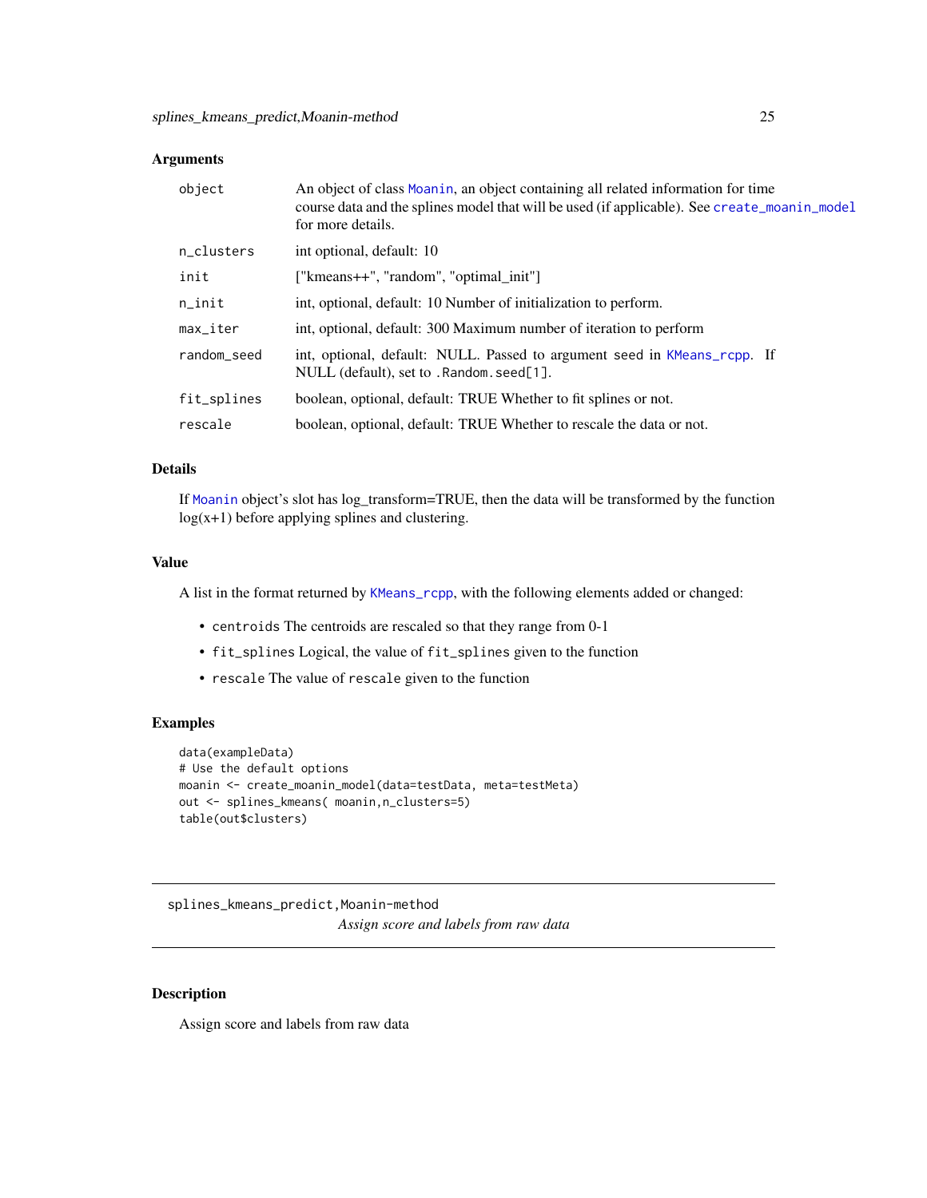### Arguments

| | |
|---|---|
| object | An object of class Moanin, an object containing all related information for time course data and the splines model that will be used (if applicable). See create_moanin_model for more details. |
| n_clusters | int optional, default: 10 |
| init | ["kmeans++", "random", "optimal_init"] |
| n_init | int, optional, default: 10 Number of initialization to perform. |
| max_iter | int, optional, default: 300 Maximum number of iteration to perform |
| random_seed | int, optional, default: NULL. Passed to argument seed in KMeans_rcpp. If NULL (default), set to .Random.seed[1]. |
| fit_splines | boolean, optional, default: TRUE Whether to fit splines or not. |
| rescale | boolean, optional, default: TRUE Whether to rescale the data or not. |

### Details

If Moanin object's slot has log_transform=TRUE, then the data will be transformed by the function log(x+1) before applying splines and clustering.

### Value

A list in the format returned by KMeans_rcpp, with the following elements added or changed:

- centroids The centroids are rescaled so that they range from 0-1
- fit_splines Logical, the value of fit_splines given to the function
- rescale The value of rescale given to the function

### Examples

```
data(exampleData)
# Use the default options
moanin <- create_moanin_model(data=testData, meta=testMeta)
out <- splines_kmeans( moanin,n_clusters=5)
table(out$clusters)
```

---

## splines_kmeans_predict,Moanin-method

*Assign score and labels from raw data*

### Description

Assign score and labels from raw data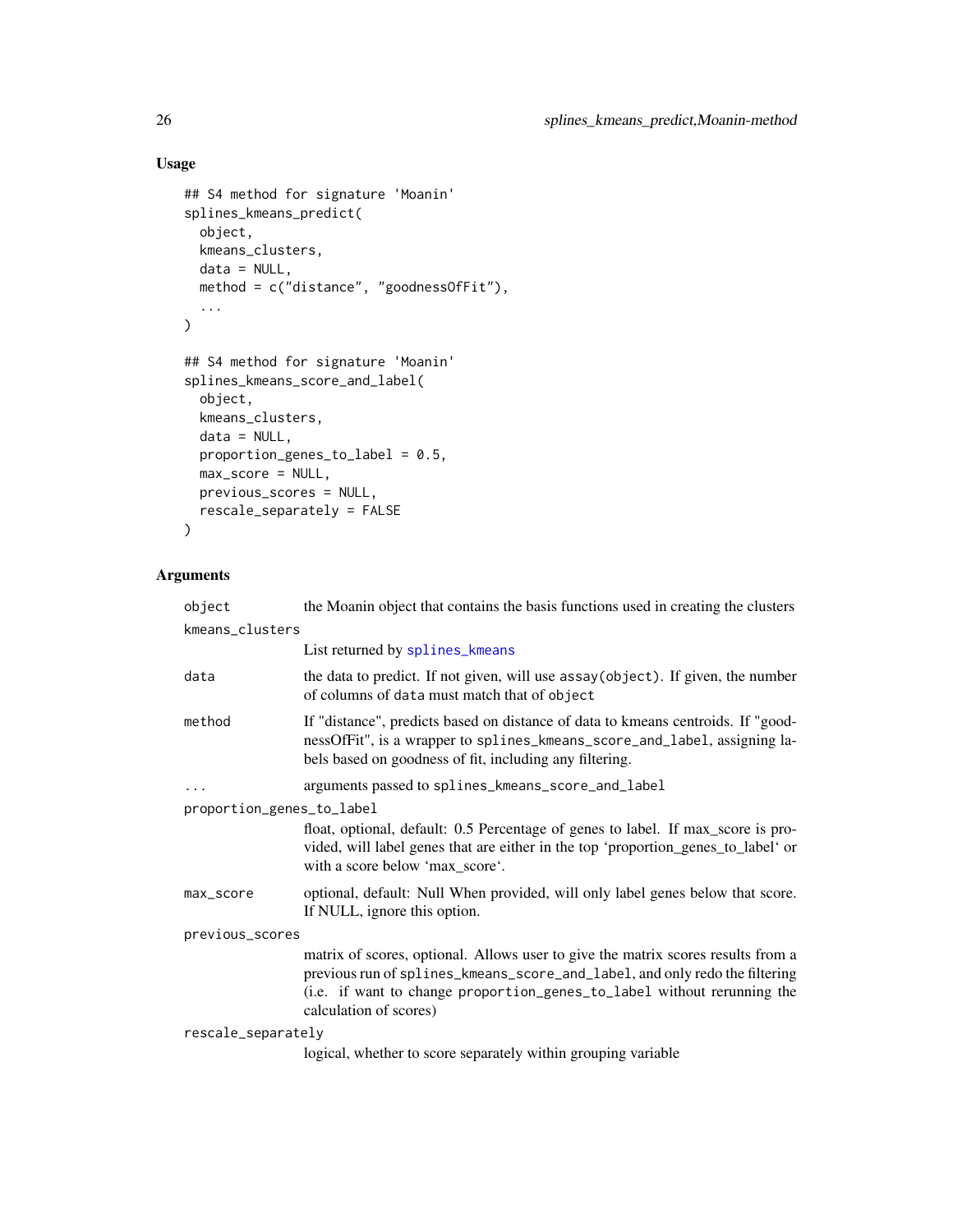## Usage

```
## S4 method for signature 'Moanin'
splines_kmeans_predict(
  object,
  kmeans_clusters,
  data = NULL,
  method = c("distance", "goodnessOfFit"),
  ...
)

## S4 method for signature 'Moanin'
splines_kmeans_score_and_label(
  object,
  kmeans_clusters,
  data = NULL,
  proportion_genes_to_label = 0.5,
  max_score = NULL,
  previous_scores = NULL,
  rescale_separately = FALSE
)
```

## Arguments

`object` the Moanin object that contains the basis functions used in creating the clusters

`kmeans_clusters` List returned by `splines_kmeans`

`data` the data to predict. If not given, will use `assay(object)`. If given, the number of columns of `data` must match that of `object`

`method` If "distance", predicts based on distance of data to kmeans centroids. If "goodnessOfFit", is a wrapper to `splines_kmeans_score_and_label`, assigning labels based on goodness of fit, including any filtering.

`...` arguments passed to `splines_kmeans_score_and_label`

`proportion_genes_to_label` float, optional, default: 0.5 Percentage of genes to label. If max_score is provided, will label genes that are either in the top 'proportion_genes_to_label' or with a score below 'max_score'.

`max_score` optional, default: Null When provided, will only label genes below that score. If NULL, ignore this option.

`previous_scores` matrix of scores, optional. Allows user to give the matrix scores results from a previous run of `splines_kmeans_score_and_label`, and only redo the filtering (i.e. if want to change `proportion_genes_to_label` without rerunning the calculation of scores)

`rescale_separately` logical, whether to score separately within grouping variable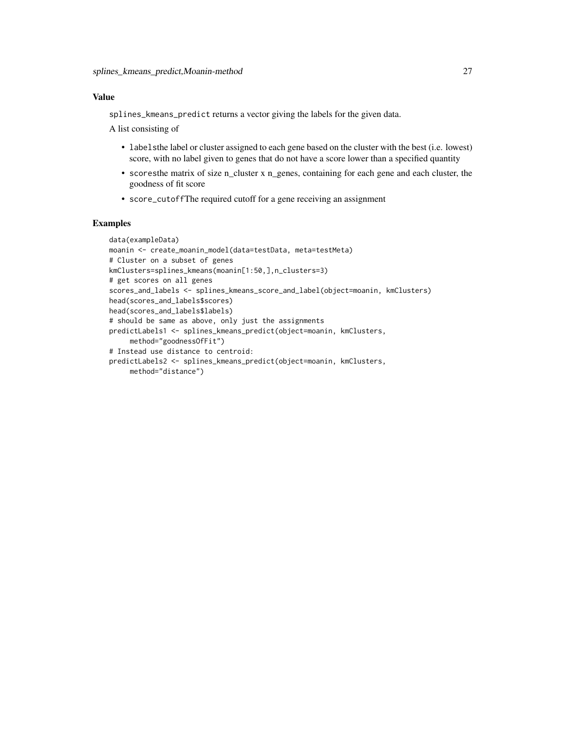## Value

`splines_kmeans_predict` returns a vector giving the labels for the given data.

A list consisting of

- `labels`the label or cluster assigned to each gene based on the cluster with the best (i.e. lowest) score, with no label given to genes that do not have a score lower than a specified quantity
- `scores`the matrix of size n_cluster x n_genes, containing for each gene and each cluster, the goodness of fit score
- `score_cutoff`The required cutoff for a gene receiving an assignment

## Examples

```
data(exampleData)
moanin <- create_moanin_model(data=testData, meta=testMeta)
# Cluster on a subset of genes
kmClusters=splines_kmeans(moanin[1:50,],n_clusters=3)
# get scores on all genes
scores_and_labels <- splines_kmeans_score_and_label(object=moanin, kmClusters)
head(scores_and_labels$scores)
head(scores_and_labels$labels)
# should be same as above, only just the assignments
predictLabels1 <- splines_kmeans_predict(object=moanin, kmClusters,
     method="goodnessOfFit")
# Instead use distance to centroid:
predictLabels2 <- splines_kmeans_predict(object=moanin, kmClusters,
     method="distance")
```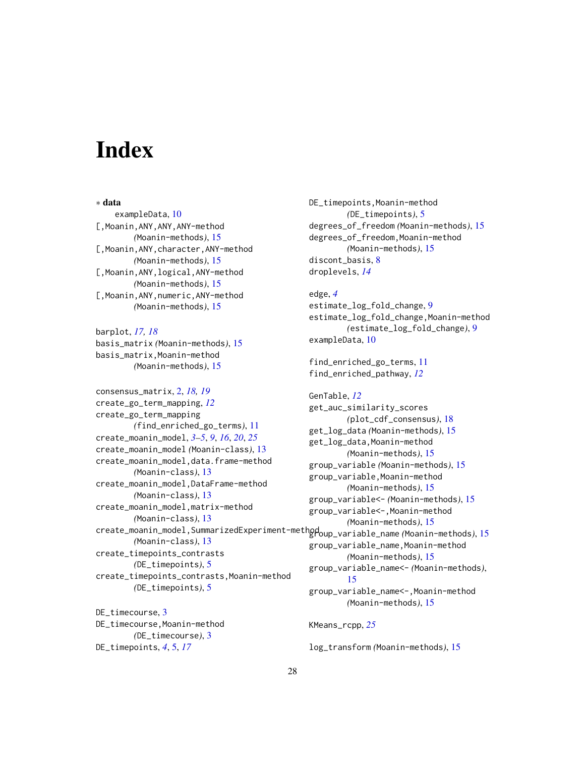# Index

∗ **data**

exampleData, 10

[,Moanin,ANY,ANY,ANY-method (Moanin-methods), 15

[,Moanin,ANY,character,ANY-method (Moanin-methods), 15

[,Moanin,ANY,logical,ANY-method (Moanin-methods), 15

[,Moanin,ANY,numeric,ANY-method (Moanin-methods), 15

barplot, *17, 18*

basis_matrix (Moanin-methods), 15

basis_matrix,Moanin-method (Moanin-methods), 15

consensus_matrix, 2, *18, 19*

create_go_term_mapping, *12*

create_go_term_mapping (find_enriched_go_terms), 11

create_moanin_model, *3–5*, *9*, *16*, *20*, *25*

create_moanin_model (Moanin-class), 13

create_moanin_model,data.frame-method (Moanin-class), 13

create_moanin_model,DataFrame-method (Moanin-class), 13

create_moanin_model,matrix-method (Moanin-class), 13

create_moanin_model,SummarizedExperiment-method (Moanin-class), 13

create_timepoints_contrasts (DE_timepoints), 5

create_timepoints_contrasts,Moanin-method (DE_timepoints), 5

DE_timecourse, 3

DE_timecourse,Moanin-method (DE_timecourse), 3

DE_timepoints, *4*, 5, *17*

DE_timepoints,Moanin-method (DE_timepoints), 5

degrees_of_freedom (Moanin-methods), 15

degrees_of_freedom,Moanin-method (Moanin-methods), 15

discont_basis, 8

droplevels, *14*

edge, *4*

estimate_log_fold_change, 9

estimate_log_fold_change,Moanin-method (estimate_log_fold_change), 9

exampleData, 10

find_enriched_go_terms, 11

find_enriched_pathway, *12*

GenTable, *12*

get_auc_similarity_scores (plot_cdf_consensus), 18

get_log_data (Moanin-methods), 15

get_log_data,Moanin-method (Moanin-methods), 15

group_variable (Moanin-methods), 15

group_variable,Moanin-method (Moanin-methods), 15

group_variable<- (Moanin-methods), 15

group_variable<-,Moanin-method (Moanin-methods), 15

group_variable_name (Moanin-methods), 15

group_variable_name,Moanin-method (Moanin-methods), 15

group_variable_name<- (Moanin-methods), 15

group_variable_name<-,Moanin-method (Moanin-methods), 15

KMeans_rcpp, *25*

log_transform (Moanin-methods), 15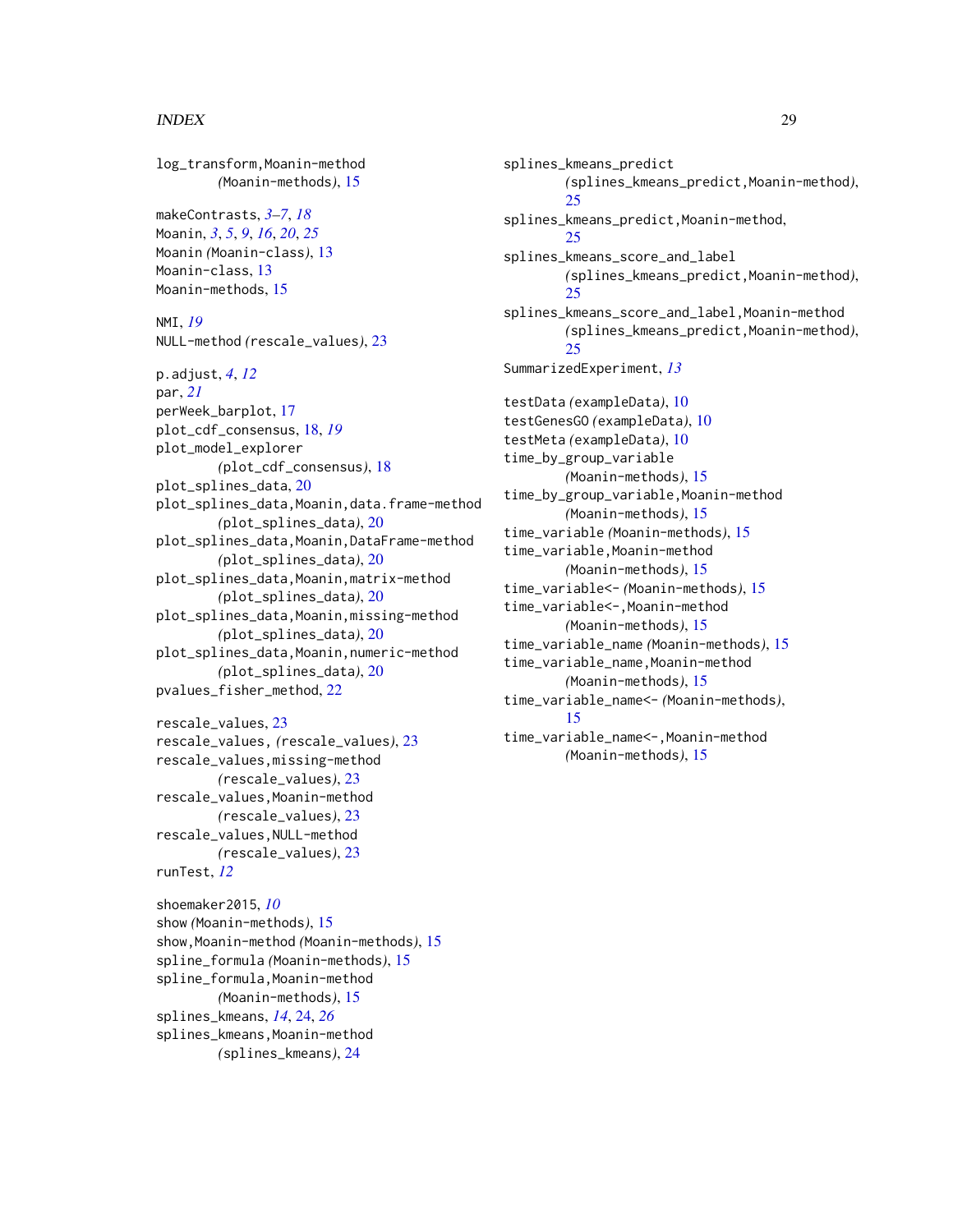log_transform,Moanin-method
(Moanin-methods), 15

makeContrasts, *3–7*, *18*
Moanin, *3*, *5*, *9*, *16*, *20*, *25*
Moanin (Moanin-class), 13
Moanin-class, 13
Moanin-methods, 15

NMI, *19*
NULL-method (rescale_values), 23

p.adjust, *4*, *12*
par, *21*
perWeek_barplot, 17
plot_cdf_consensus, 18, *19*
plot_model_explorer
(plot_cdf_consensus), 18
plot_splines_data, 20
plot_splines_data,Moanin,data.frame-method
(plot_splines_data), 20
plot_splines_data,Moanin,DataFrame-method
(plot_splines_data), 20
plot_splines_data,Moanin,matrix-method
(plot_splines_data), 20
plot_splines_data,Moanin,missing-method
(plot_splines_data), 20
plot_splines_data,Moanin,numeric-method
(plot_splines_data), 20
pvalues_fisher_method, 22

rescale_values, 23
rescale_values, (rescale_values), 23
rescale_values,missing-method
(rescale_values), 23
rescale_values,Moanin-method
(rescale_values), 23
rescale_values,NULL-method
(rescale_values), 23
runTest, *12*

shoemaker2015, *10*
show (Moanin-methods), 15
show,Moanin-method (Moanin-methods), 15
spline_formula (Moanin-methods), 15
spline_formula,Moanin-method
(Moanin-methods), 15
splines_kmeans, *14*, 24, *26*
splines_kmeans,Moanin-method
(splines_kmeans), 24
splines_kmeans_predict
(splines_kmeans_predict,Moanin-method),
25
splines_kmeans_predict,Moanin-method,
25
splines_kmeans_score_and_label
(splines_kmeans_predict,Moanin-method),
25
splines_kmeans_score_and_label,Moanin-method
(splines_kmeans_predict,Moanin-method),
25
SummarizedExperiment, *13*

testData (exampleData), 10
testGenesGO (exampleData), 10
testMeta (exampleData), 10
time_by_group_variable
(Moanin-methods), 15
time_by_group_variable,Moanin-method
(Moanin-methods), 15
time_variable (Moanin-methods), 15
time_variable,Moanin-method
(Moanin-methods), 15
time_variable<- (Moanin-methods), 15
time_variable<-,Moanin-method
(Moanin-methods), 15
time_variable_name (Moanin-methods), 15
time_variable_name,Moanin-method
(Moanin-methods), 15
time_variable_name<- (Moanin-methods),
15
time_variable_name<-,Moanin-method
(Moanin-methods), 15